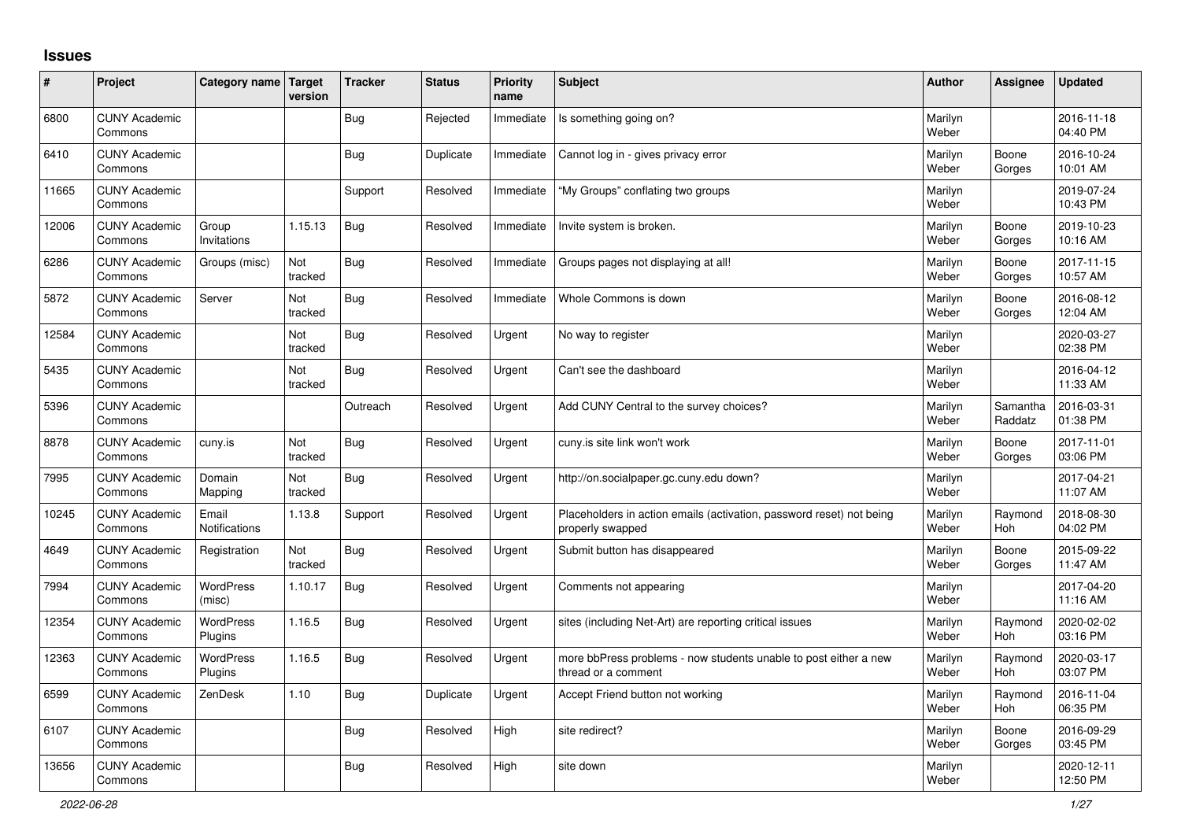# Issues

| # | Project | Category name | Target version | Tracker | Status | Priority name | Subject | Author | Assignee | Updated |
|---|---|---|---|---|---|---|---|---|---|---|
| 6800 | CUNY Academic Commons | | | Bug | Rejected | Immediate | Is something going on? | Marilyn Weber | | 2016-11-18 04:40 PM |
| 6410 | CUNY Academic Commons | | | Bug | Duplicate | Immediate | Cannot log in - gives privacy error | Marilyn Weber | Boone Gorges | 2016-10-24 10:01 AM |
| 11665 | CUNY Academic Commons | | | Support | Resolved | Immediate | “My Groups” conflating two groups | Marilyn Weber | | 2019-07-24 10:43 PM |
| 12006 | CUNY Academic Commons | Group Invitations | 1.15.13 | Bug | Resolved | Immediate | Invite system is broken. | Marilyn Weber | Boone Gorges | 2019-10-23 10:16 AM |
| 6286 | CUNY Academic Commons | Groups (misc) | Not tracked | Bug | Resolved | Immediate | Groups pages not displaying at all! | Marilyn Weber | Boone Gorges | 2017-11-15 10:57 AM |
| 5872 | CUNY Academic Commons | Server | Not tracked | Bug | Resolved | Immediate | Whole Commons is down | Marilyn Weber | Boone Gorges | 2016-08-12 12:04 AM |
| 12584 | CUNY Academic Commons | | Not tracked | Bug | Resolved | Urgent | No way to register | Marilyn Weber | | 2020-03-27 02:38 PM |
| 5435 | CUNY Academic Commons | | Not tracked | Bug | Resolved | Urgent | Can't see the dashboard | Marilyn Weber | | 2016-04-12 11:33 AM |
| 5396 | CUNY Academic Commons | | | Outreach | Resolved | Urgent | Add CUNY Central to the survey choices? | Marilyn Weber | Samantha Raddatz | 2016-03-31 01:38 PM |
| 8878 | CUNY Academic Commons | cuny.is | Not tracked | Bug | Resolved | Urgent | cuny.is site link won't work | Marilyn Weber | Boone Gorges | 2017-11-01 03:06 PM |
| 7995 | CUNY Academic Commons | Domain Mapping | Not tracked | Bug | Resolved | Urgent | http://on.socialpaper.gc.cuny.edu down? | Marilyn Weber | | 2017-04-21 11:07 AM |
| 10245 | CUNY Academic Commons | Email Notifications | 1.13.8 | Support | Resolved | Urgent | Placeholders in action emails (activation, password reset) not being properly swapped | Marilyn Weber | Raymond Hoh | 2018-08-30 04:02 PM |
| 4649 | CUNY Academic Commons | Registration | Not tracked | Bug | Resolved | Urgent | Submit button has disappeared | Marilyn Weber | Boone Gorges | 2015-09-22 11:47 AM |
| 7994 | CUNY Academic Commons | WordPress (misc) | 1.10.17 | Bug | Resolved | Urgent | Comments not appearing | Marilyn Weber | | 2017-04-20 11:16 AM |
| 12354 | CUNY Academic Commons | WordPress Plugins | 1.16.5 | Bug | Resolved | Urgent | sites (including Net-Art) are reporting critical issues | Marilyn Weber | Raymond Hoh | 2020-02-02 03:16 PM |
| 12363 | CUNY Academic Commons | WordPress Plugins | 1.16.5 | Bug | Resolved | Urgent | more bbPress problems - now students unable to post either a new thread or a comment | Marilyn Weber | Raymond Hoh | 2020-03-17 03:07 PM |
| 6599 | CUNY Academic Commons | ZenDesk | 1.10 | Bug | Duplicate | Urgent | Accept Friend button not working | Marilyn Weber | Raymond Hoh | 2016-11-04 06:35 PM |
| 6107 | CUNY Academic Commons | | | Bug | Resolved | High | site redirect? | Marilyn Weber | Boone Gorges | 2016-09-29 03:45 PM |
| 13656 | CUNY Academic Commons | | | Bug | Resolved | High | site down | Marilyn Weber | | 2020-12-11 12:50 PM |

*2022-06-28*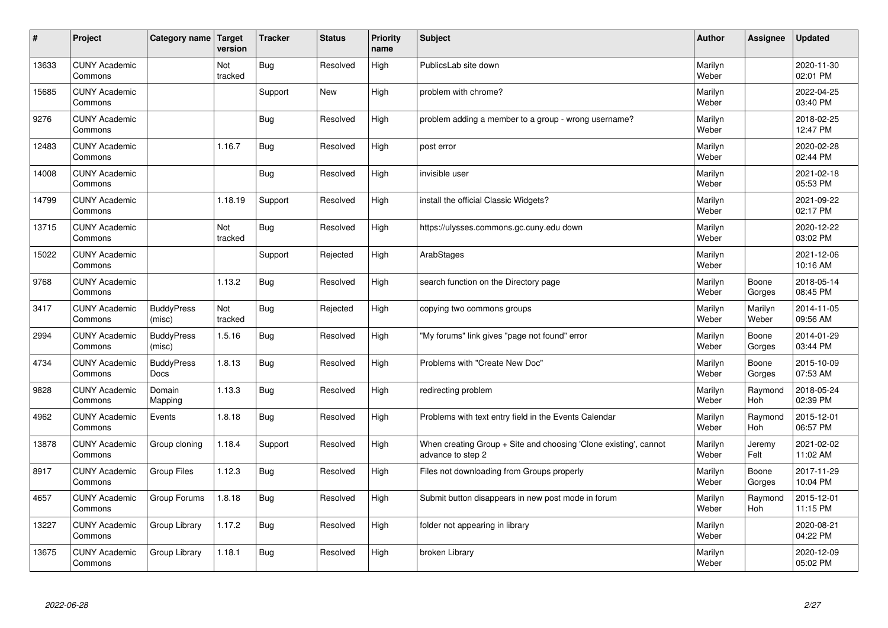| # | Project | Category name | Target version | Tracker | Status | Priority name | Subject | Author | Assignee | Updated |
|---|---|---|---|---|---|---|---|---|---|---|
| 13633 | CUNY Academic Commons | | Not tracked | Bug | Resolved | High | PublicsLab site down | Marilyn Weber | | 2020-11-30 02:01 PM |
| 15685 | CUNY Academic Commons | | | Support | New | High | problem with chrome? | Marilyn Weber | | 2022-04-25 03:40 PM |
| 9276 | CUNY Academic Commons | | | Bug | Resolved | High | problem adding a member to a group - wrong username? | Marilyn Weber | | 2018-02-25 12:47 PM |
| 12483 | CUNY Academic Commons | | 1.16.7 | Bug | Resolved | High | post error | Marilyn Weber | | 2020-02-28 02:44 PM |
| 14008 | CUNY Academic Commons | | | Bug | Resolved | High | invisible user | Marilyn Weber | | 2021-02-18 05:53 PM |
| 14799 | CUNY Academic Commons | | 1.18.19 | Support | Resolved | High | install the official Classic Widgets? | Marilyn Weber | | 2021-09-22 02:17 PM |
| 13715 | CUNY Academic Commons | | Not tracked | Bug | Resolved | High | https://ulysses.commons.gc.cuny.edu down | Marilyn Weber | | 2020-12-22 03:02 PM |
| 15022 | CUNY Academic Commons | | | Support | Rejected | High | ArabStages | Marilyn Weber | | 2021-12-06 10:16 AM |
| 9768 | CUNY Academic Commons | | 1.13.2 | Bug | Resolved | High | search function on the Directory page | Marilyn Weber | Boone Gorges | 2018-05-14 08:45 PM |
| 3417 | CUNY Academic Commons | BuddyPress (misc) | Not tracked | Bug | Rejected | High | copying two commons groups | Marilyn Weber | Marilyn Weber | 2014-11-05 09:56 AM |
| 2994 | CUNY Academic Commons | BuddyPress (misc) | 1.5.16 | Bug | Resolved | High | "My forums" link gives "page not found" error | Marilyn Weber | Boone Gorges | 2014-01-29 03:44 PM |
| 4734 | CUNY Academic Commons | BuddyPress Docs | 1.8.13 | Bug | Resolved | High | Problems with "Create New Doc" | Marilyn Weber | Boone Gorges | 2015-10-09 07:53 AM |
| 9828 | CUNY Academic Commons | Domain Mapping | 1.13.3 | Bug | Resolved | High | redirecting problem | Marilyn Weber | Raymond Hoh | 2018-05-24 02:39 PM |
| 4962 | CUNY Academic Commons | Events | 1.8.18 | Bug | Resolved | High | Problems with text entry field in the Events Calendar | Marilyn Weber | Raymond Hoh | 2015-12-01 06:57 PM |
| 13878 | CUNY Academic Commons | Group cloning | 1.18.4 | Support | Resolved | High | When creating Group + Site and choosing 'Clone existing', cannot advance to step 2 | Marilyn Weber | Jeremy Felt | 2021-02-02 11:02 AM |
| 8917 | CUNY Academic Commons | Group Files | 1.12.3 | Bug | Resolved | High | Files not downloading from Groups properly | Marilyn Weber | Boone Gorges | 2017-11-29 10:04 PM |
| 4657 | CUNY Academic Commons | Group Forums | 1.8.18 | Bug | Resolved | High | Submit button disappears in new post mode in forum | Marilyn Weber | Raymond Hoh | 2015-12-01 11:15 PM |
| 13227 | CUNY Academic Commons | Group Library | 1.17.2 | Bug | Resolved | High | folder not appearing in library | Marilyn Weber | | 2020-08-21 04:22 PM |
| 13675 | CUNY Academic Commons | Group Library | 1.18.1 | Bug | Resolved | High | broken Library | Marilyn Weber | | 2020-12-09 05:02 PM |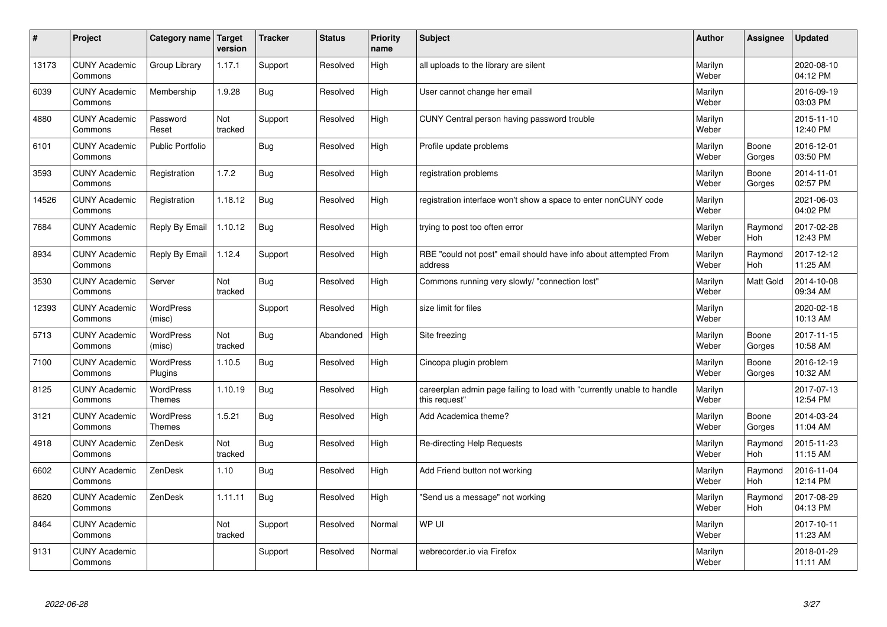| # | Project | Category name | Target version | Tracker | Status | Priority name | Subject | Author | Assignee | Updated |
|---|---|---|---|---|---|---|---|---|---|---|
| 13173 | CUNY Academic Commons | Group Library | 1.17.1 | Support | Resolved | High | all uploads to the library are silent | Marilyn Weber | | 2020-08-10 04:12 PM |
| 6039 | CUNY Academic Commons | Membership | 1.9.28 | Bug | Resolved | High | User cannot change her email | Marilyn Weber | | 2016-09-19 03:03 PM |
| 4880 | CUNY Academic Commons | Password Reset | Not tracked | Support | Resolved | High | CUNY Central person having password trouble | Marilyn Weber | | 2015-11-10 12:40 PM |
| 6101 | CUNY Academic Commons | Public Portfolio | | Bug | Resolved | High | Profile update problems | Marilyn Weber | Boone Gorges | 2016-12-01 03:50 PM |
| 3593 | CUNY Academic Commons | Registration | 1.7.2 | Bug | Resolved | High | registration problems | Marilyn Weber | Boone Gorges | 2014-11-01 02:57 PM |
| 14526 | CUNY Academic Commons | Registration | 1.18.12 | Bug | Resolved | High | registration interface won't show a space to enter nonCUNY code | Marilyn Weber | | 2021-06-03 04:02 PM |
| 7684 | CUNY Academic Commons | Reply By Email | 1.10.12 | Bug | Resolved | High | trying to post too often error | Marilyn Weber | Raymond Hoh | 2017-02-28 12:43 PM |
| 8934 | CUNY Academic Commons | Reply By Email | 1.12.4 | Support | Resolved | High | RBE "could not post" email should have info about attempted From address | Marilyn Weber | Raymond Hoh | 2017-12-12 11:25 AM |
| 3530 | CUNY Academic Commons | Server | Not tracked | Bug | Resolved | High | Commons running very slowly/ "connection lost" | Marilyn Weber | Matt Gold | 2014-10-08 09:34 AM |
| 12393 | CUNY Academic Commons | WordPress (misc) | | Support | Resolved | High | size limit for files | Marilyn Weber | | 2020-02-18 10:13 AM |
| 5713 | CUNY Academic Commons | WordPress (misc) | Not tracked | Bug | Abandoned | High | Site freezing | Marilyn Weber | Boone Gorges | 2017-11-15 10:58 AM |
| 7100 | CUNY Academic Commons | WordPress Plugins | 1.10.5 | Bug | Resolved | High | Cincopa plugin problem | Marilyn Weber | Boone Gorges | 2016-12-19 10:32 AM |
| 8125 | CUNY Academic Commons | WordPress Themes | 1.10.19 | Bug | Resolved | High | careerplan admin page failing to load with "currently unable to handle this request" | Marilyn Weber | | 2017-07-13 12:54 PM |
| 3121 | CUNY Academic Commons | WordPress Themes | 1.5.21 | Bug | Resolved | High | Add Academica theme? | Marilyn Weber | Boone Gorges | 2014-03-24 11:04 AM |
| 4918 | CUNY Academic Commons | ZenDesk | Not tracked | Bug | Resolved | High | Re-directing Help Requests | Marilyn Weber | Raymond Hoh | 2015-11-23 11:15 AM |
| 6602 | CUNY Academic Commons | ZenDesk | 1.10 | Bug | Resolved | High | Add Friend button not working | Marilyn Weber | Raymond Hoh | 2016-11-04 12:14 PM |
| 8620 | CUNY Academic Commons | ZenDesk | 1.11.11 | Bug | Resolved | High | "Send us a message" not working | Marilyn Weber | Raymond Hoh | 2017-08-29 04:13 PM |
| 8464 | CUNY Academic Commons | | Not tracked | Support | Resolved | Normal | WP UI | Marilyn Weber | | 2017-10-11 11:23 AM |
| 9131 | CUNY Academic Commons | | | Support | Resolved | Normal | webrecorder.io via Firefox | Marilyn Weber | | 2018-01-29 11:11 AM |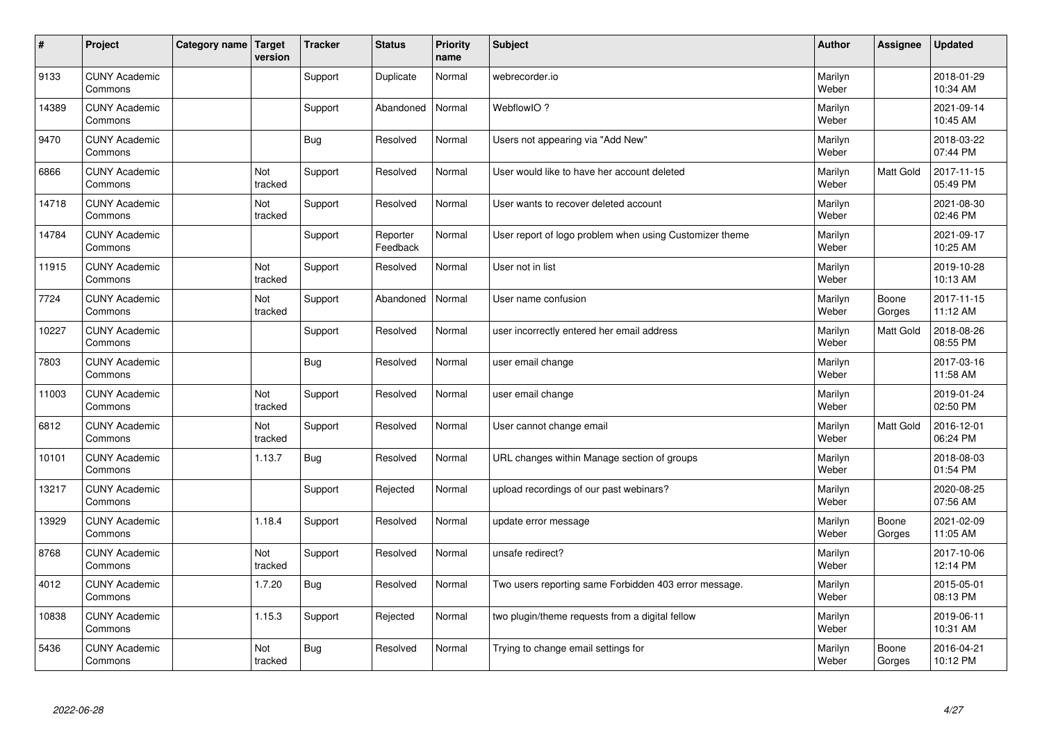| # | Project | Category name | Target version | Tracker | Status | Priority name | Subject | Author | Assignee | Updated |
|---|---|---|---|---|---|---|---|---|---|---|
| 9133 | CUNY Academic Commons | | | Support | Duplicate | Normal | webrecorder.io | Marilyn Weber | | 2018-01-29 10:34 AM |
| 14389 | CUNY Academic Commons | | | Support | Abandoned | Normal | WebflowIO ? | Marilyn Weber | | 2021-09-14 10:45 AM |
| 9470 | CUNY Academic Commons | | | Bug | Resolved | Normal | Users not appearing via "Add New" | Marilyn Weber | | 2018-03-22 07:44 PM |
| 6866 | CUNY Academic Commons | | Not tracked | Support | Resolved | Normal | User would like to have her account deleted | Marilyn Weber | Matt Gold | 2017-11-15 05:49 PM |
| 14718 | CUNY Academic Commons | | Not tracked | Support | Resolved | Normal | User wants to recover deleted account | Marilyn Weber | | 2021-08-30 02:46 PM |
| 14784 | CUNY Academic Commons | | | Support | Reporter Feedback | Normal | User report of logo problem when using Customizer theme | Marilyn Weber | | 2021-09-17 10:25 AM |
| 11915 | CUNY Academic Commons | | Not tracked | Support | Resolved | Normal | User not in list | Marilyn Weber | | 2019-10-28 10:13 AM |
| 7724 | CUNY Academic Commons | | Not tracked | Support | Abandoned | Normal | User name confusion | Marilyn Weber | Boone Gorges | 2017-11-15 11:12 AM |
| 10227 | CUNY Academic Commons | | | Support | Resolved | Normal | user incorrectly entered her email address | Marilyn Weber | Matt Gold | 2018-08-26 08:55 PM |
| 7803 | CUNY Academic Commons | | | Bug | Resolved | Normal | user email change | Marilyn Weber | | 2017-03-16 11:58 AM |
| 11003 | CUNY Academic Commons | | Not tracked | Support | Resolved | Normal | user email change | Marilyn Weber | | 2019-01-24 02:50 PM |
| 6812 | CUNY Academic Commons | | Not tracked | Support | Resolved | Normal | User cannot change email | Marilyn Weber | Matt Gold | 2016-12-01 06:24 PM |
| 10101 | CUNY Academic Commons | | 1.13.7 | Bug | Resolved | Normal | URL changes within Manage section of groups | Marilyn Weber | | 2018-08-03 01:54 PM |
| 13217 | CUNY Academic Commons | | | Support | Rejected | Normal | upload recordings of our past webinars? | Marilyn Weber | | 2020-08-25 07:56 AM |
| 13929 | CUNY Academic Commons | | 1.18.4 | Support | Resolved | Normal | update error message | Marilyn Weber | Boone Gorges | 2021-02-09 11:05 AM |
| 8768 | CUNY Academic Commons | | Not tracked | Support | Resolved | Normal | unsafe redirect? | Marilyn Weber | | 2017-10-06 12:14 PM |
| 4012 | CUNY Academic Commons | | 1.7.20 | Bug | Resolved | Normal | Two users reporting same Forbidden 403 error message. | Marilyn Weber | | 2015-05-01 08:13 PM |
| 10838 | CUNY Academic Commons | | 1.15.3 | Support | Rejected | Normal | two plugin/theme requests from a digital fellow | Marilyn Weber | | 2019-06-11 10:31 AM |
| 5436 | CUNY Academic Commons | | Not tracked | Bug | Resolved | Normal | Trying to change email settings for | Marilyn Weber | Boone Gorges | 2016-04-21 10:12 PM |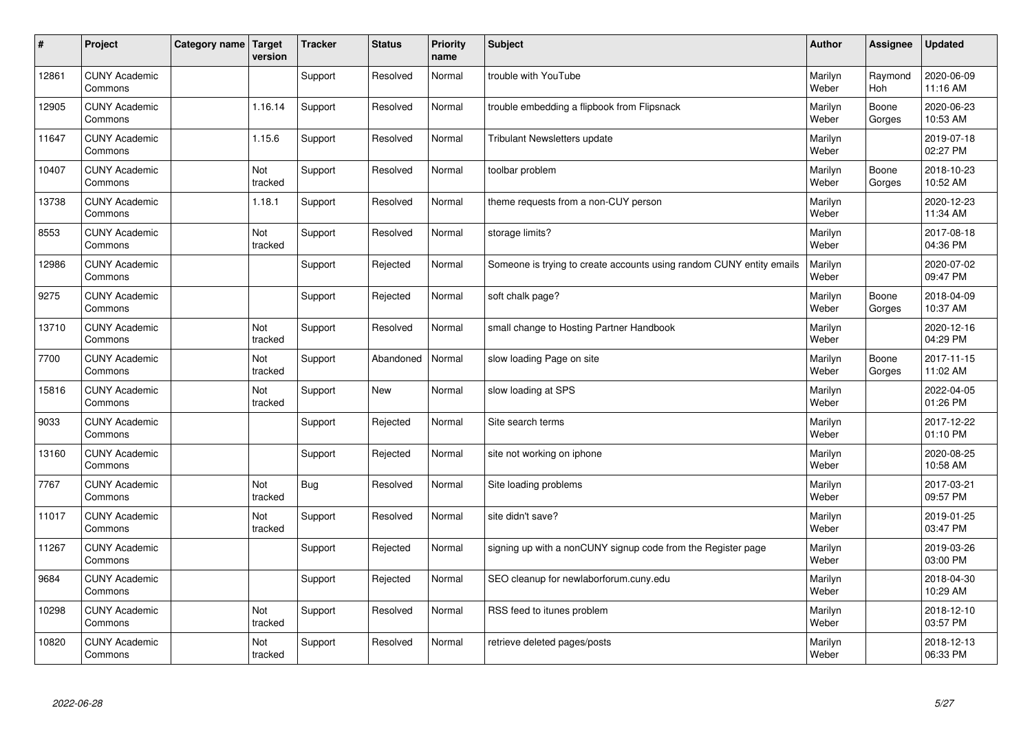| # | Project | Category name | Target version | Tracker | Status | Priority name | Subject | Author | Assignee | Updated |
|---|---|---|---|---|---|---|---|---|---|---|
| 12861 | CUNY Academic Commons | | | Support | Resolved | Normal | trouble with YouTube | Marilyn Weber | Raymond Hoh | 2020-06-09 11:16 AM |
| 12905 | CUNY Academic Commons | | 1.16.14 | Support | Resolved | Normal | trouble embedding a flipbook from Flipsnack | Marilyn Weber | Boone Gorges | 2020-06-23 10:53 AM |
| 11647 | CUNY Academic Commons | | 1.15.6 | Support | Resolved | Normal | Tribulant Newsletters update | Marilyn Weber | | 2019-07-18 02:27 PM |
| 10407 | CUNY Academic Commons | | Not tracked | Support | Resolved | Normal | toolbar problem | Marilyn Weber | Boone Gorges | 2018-10-23 10:52 AM |
| 13738 | CUNY Academic Commons | | 1.18.1 | Support | Resolved | Normal | theme requests from a non-CUY person | Marilyn Weber | | 2020-12-23 11:34 AM |
| 8553 | CUNY Academic Commons | | Not tracked | Support | Resolved | Normal | storage limits? | Marilyn Weber | | 2017-08-18 04:36 PM |
| 12986 | CUNY Academic Commons | | | Support | Rejected | Normal | Someone is trying to create accounts using random CUNY entity emails | Marilyn Weber | | 2020-07-02 09:47 PM |
| 9275 | CUNY Academic Commons | | | Support | Rejected | Normal | soft chalk page? | Marilyn Weber | Boone Gorges | 2018-04-09 10:37 AM |
| 13710 | CUNY Academic Commons | | Not tracked | Support | Resolved | Normal | small change to Hosting Partner Handbook | Marilyn Weber | | 2020-12-16 04:29 PM |
| 7700 | CUNY Academic Commons | | Not tracked | Support | Abandoned | Normal | slow loading Page on site | Marilyn Weber | Boone Gorges | 2017-11-15 11:02 AM |
| 15816 | CUNY Academic Commons | | Not tracked | Support | New | Normal | slow loading at SPS | Marilyn Weber | | 2022-04-05 01:26 PM |
| 9033 | CUNY Academic Commons | | | Support | Rejected | Normal | Site search terms | Marilyn Weber | | 2017-12-22 01:10 PM |
| 13160 | CUNY Academic Commons | | | Support | Rejected | Normal | site not working on iphone | Marilyn Weber | | 2020-08-25 10:58 AM |
| 7767 | CUNY Academic Commons | | Not tracked | Bug | Resolved | Normal | Site loading problems | Marilyn Weber | | 2017-03-21 09:57 PM |
| 11017 | CUNY Academic Commons | | Not tracked | Support | Resolved | Normal | site didn't save? | Marilyn Weber | | 2019-01-25 03:47 PM |
| 11267 | CUNY Academic Commons | | | Support | Rejected | Normal | signing up with a nonCUNY signup code from the Register page | Marilyn Weber | | 2019-03-26 03:00 PM |
| 9684 | CUNY Academic Commons | | | Support | Rejected | Normal | SEO cleanup for newlaborforum.cuny.edu | Marilyn Weber | | 2018-04-30 10:29 AM |
| 10298 | CUNY Academic Commons | | Not tracked | Support | Resolved | Normal | RSS feed to itunes problem | Marilyn Weber | | 2018-12-10 03:57 PM |
| 10820 | CUNY Academic Commons | | Not tracked | Support | Resolved | Normal | retrieve deleted pages/posts | Marilyn Weber | | 2018-12-13 06:33 PM |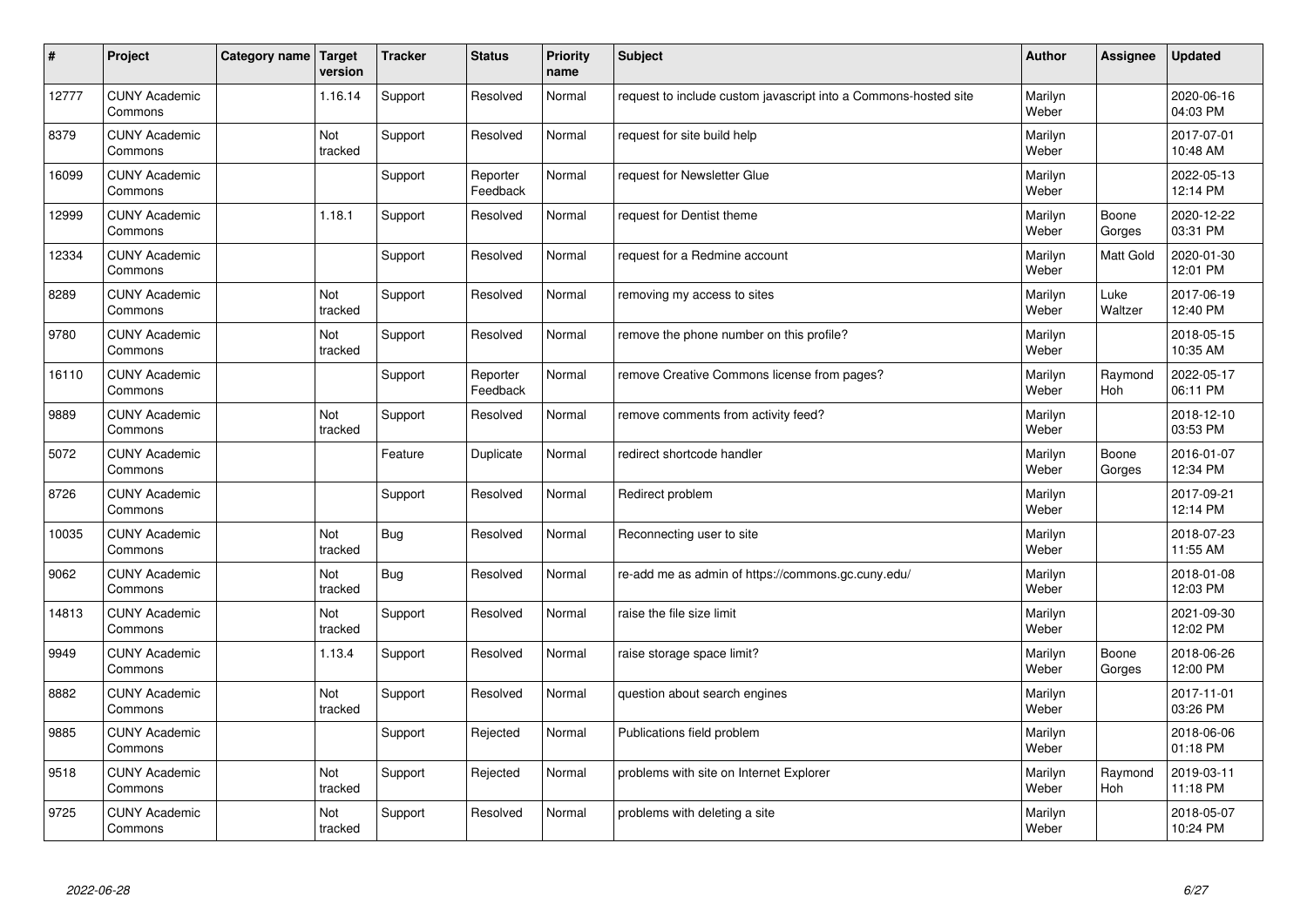| # | Project | Category name | Target version | Tracker | Status | Priority name | Subject | Author | Assignee | Updated |
|---|---|---|---|---|---|---|---|---|---|---|
| 12777 | CUNY Academic Commons | | 1.16.14 | Support | Resolved | Normal | request to include custom javascript into a Commons-hosted site | Marilyn Weber | | 2020-06-16 04:03 PM |
| 8379 | CUNY Academic Commons | | Not tracked | Support | Resolved | Normal | request for site build help | Marilyn Weber | | 2017-07-01 10:48 AM |
| 16099 | CUNY Academic Commons | | | Support | Reporter Feedback | Normal | request for Newsletter Glue | Marilyn Weber | | 2022-05-13 12:14 PM |
| 12999 | CUNY Academic Commons | | 1.18.1 | Support | Resolved | Normal | request for Dentist theme | Marilyn Weber | Boone Gorges | 2020-12-22 03:31 PM |
| 12334 | CUNY Academic Commons | | | Support | Resolved | Normal | request for a Redmine account | Marilyn Weber | Matt Gold | 2020-01-30 12:01 PM |
| 8289 | CUNY Academic Commons | | Not tracked | Support | Resolved | Normal | removing my access to sites | Marilyn Weber | Luke Waltzer | 2017-06-19 12:40 PM |
| 9780 | CUNY Academic Commons | | Not tracked | Support | Resolved | Normal | remove the phone number on this profile? | Marilyn Weber | | 2018-05-15 10:35 AM |
| 16110 | CUNY Academic Commons | | | Support | Reporter Feedback | Normal | remove Creative Commons license from pages? | Marilyn Weber | Raymond Hoh | 2022-05-17 06:11 PM |
| 9889 | CUNY Academic Commons | | Not tracked | Support | Resolved | Normal | remove comments from activity feed? | Marilyn Weber | | 2018-12-10 03:53 PM |
| 5072 | CUNY Academic Commons | | | Feature | Duplicate | Normal | redirect shortcode handler | Marilyn Weber | Boone Gorges | 2016-01-07 12:34 PM |
| 8726 | CUNY Academic Commons | | | Support | Resolved | Normal | Redirect problem | Marilyn Weber | | 2017-09-21 12:14 PM |
| 10035 | CUNY Academic Commons | | Not tracked | Bug | Resolved | Normal | Reconnecting user to site | Marilyn Weber | | 2018-07-23 11:55 AM |
| 9062 | CUNY Academic Commons | | Not tracked | Bug | Resolved | Normal | re-add me as admin of https://commons.gc.cuny.edu/ | Marilyn Weber | | 2018-01-08 12:03 PM |
| 14813 | CUNY Academic Commons | | Not tracked | Support | Resolved | Normal | raise the file size limit | Marilyn Weber | | 2021-09-30 12:02 PM |
| 9949 | CUNY Academic Commons | | 1.13.4 | Support | Resolved | Normal | raise storage space limit? | Marilyn Weber | Boone Gorges | 2018-06-26 12:00 PM |
| 8882 | CUNY Academic Commons | | Not tracked | Support | Resolved | Normal | question about search engines | Marilyn Weber | | 2017-11-01 03:26 PM |
| 9885 | CUNY Academic Commons | | | Support | Rejected | Normal | Publications field problem | Marilyn Weber | | 2018-06-06 01:18 PM |
| 9518 | CUNY Academic Commons | | Not tracked | Support | Rejected | Normal | problems with site on Internet Explorer | Marilyn Weber | Raymond Hoh | 2019-03-11 11:18 PM |
| 9725 | CUNY Academic Commons | | Not tracked | Support | Resolved | Normal | problems with deleting a site | Marilyn Weber | | 2018-05-07 10:24 PM |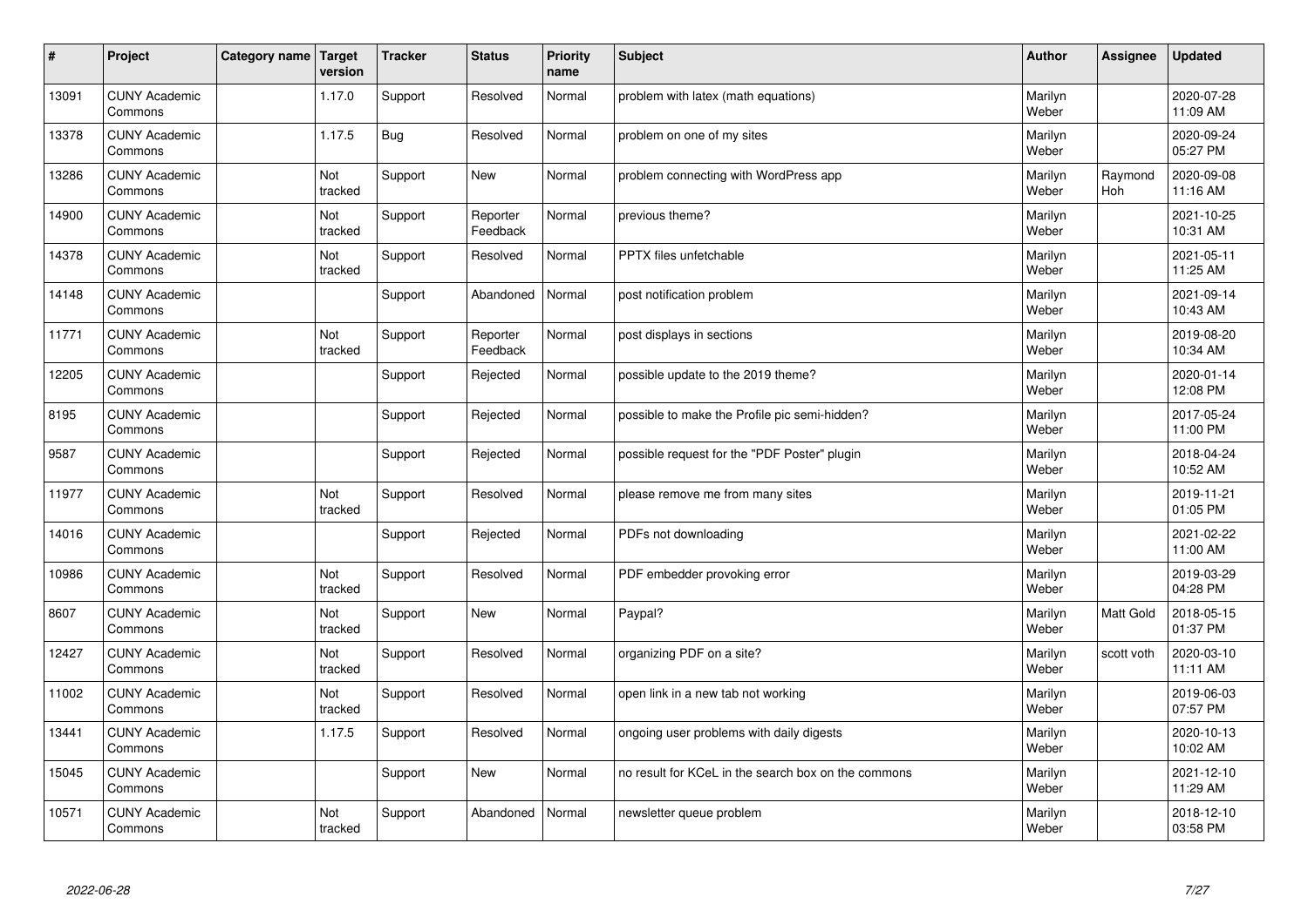| # | Project | Category name | Target version | Tracker | Status | Priority name | Subject | Author | Assignee | Updated |
|---|---|---|---|---|---|---|---|---|---|---|
| 13091 | CUNY Academic Commons | | 1.17.0 | Support | Resolved | Normal | problem with latex (math equations) | Marilyn Weber | | 2020-07-28 11:09 AM |
| 13378 | CUNY Academic Commons | | 1.17.5 | Bug | Resolved | Normal | problem on one of my sites | Marilyn Weber | | 2020-09-24 05:27 PM |
| 13286 | CUNY Academic Commons | | Not tracked | Support | New | Normal | problem connecting with WordPress app | Marilyn Weber | Raymond Hoh | 2020-09-08 11:16 AM |
| 14900 | CUNY Academic Commons | | Not tracked | Support | Reporter Feedback | Normal | previous theme? | Marilyn Weber | | 2021-10-25 10:31 AM |
| 14378 | CUNY Academic Commons | | Not tracked | Support | Resolved | Normal | PPTX files unfetchable | Marilyn Weber | | 2021-05-11 11:25 AM |
| 14148 | CUNY Academic Commons | | | Support | Abandoned | Normal | post notification problem | Marilyn Weber | | 2021-09-14 10:43 AM |
| 11771 | CUNY Academic Commons | | Not tracked | Support | Reporter Feedback | Normal | post displays in sections | Marilyn Weber | | 2019-08-20 10:34 AM |
| 12205 | CUNY Academic Commons | | | Support | Rejected | Normal | possible update to the 2019 theme? | Marilyn Weber | | 2020-01-14 12:08 PM |
| 8195 | CUNY Academic Commons | | | Support | Rejected | Normal | possible to make the Profile pic semi-hidden? | Marilyn Weber | | 2017-05-24 11:00 PM |
| 9587 | CUNY Academic Commons | | | Support | Rejected | Normal | possible request for the "PDF Poster" plugin | Marilyn Weber | | 2018-04-24 10:52 AM |
| 11977 | CUNY Academic Commons | | Not tracked | Support | Resolved | Normal | please remove me from many sites | Marilyn Weber | | 2019-11-21 01:05 PM |
| 14016 | CUNY Academic Commons | | | Support | Rejected | Normal | PDFs not downloading | Marilyn Weber | | 2021-02-22 11:00 AM |
| 10986 | CUNY Academic Commons | | Not tracked | Support | Resolved | Normal | PDF embedder provoking error | Marilyn Weber | | 2019-03-29 04:28 PM |
| 8607 | CUNY Academic Commons | | Not tracked | Support | New | Normal | Paypal? | Marilyn Weber | Matt Gold | 2018-05-15 01:37 PM |
| 12427 | CUNY Academic Commons | | Not tracked | Support | Resolved | Normal | organizing PDF on a site? | Marilyn Weber | scott voth | 2020-03-10 11:11 AM |
| 11002 | CUNY Academic Commons | | Not tracked | Support | Resolved | Normal | open link in a new tab not working | Marilyn Weber | | 2019-06-03 07:57 PM |
| 13441 | CUNY Academic Commons | | 1.17.5 | Support | Resolved | Normal | ongoing user problems with daily digests | Marilyn Weber | | 2020-10-13 10:02 AM |
| 15045 | CUNY Academic Commons | | | Support | New | Normal | no result for KCeL in the search box on the commons | Marilyn Weber | | 2021-12-10 11:29 AM |
| 10571 | CUNY Academic Commons | | Not tracked | Support | Abandoned | Normal | newsletter queue problem | Marilyn Weber | | 2018-12-10 03:58 PM |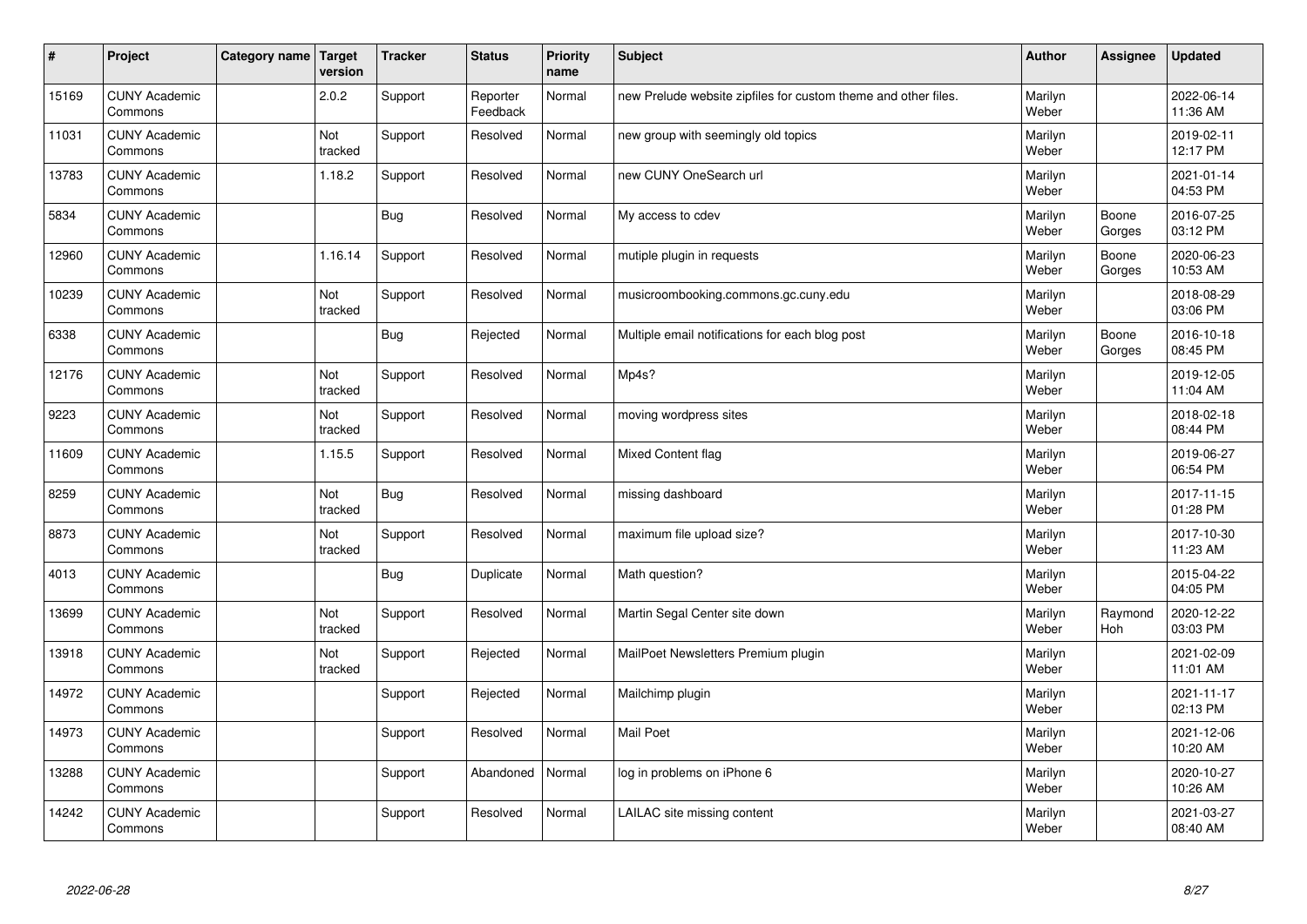| # | Project | Category name | Target version | Tracker | Status | Priority name | Subject | Author | Assignee | Updated |
|---|---|---|---|---|---|---|---|---|---|---|
| 15169 | CUNY Academic Commons | | 2.0.2 | Support | Reporter Feedback | Normal | new Prelude website zipfiles for custom theme and other files. | Marilyn Weber | | 2022-06-14 11:36 AM |
| 11031 | CUNY Academic Commons | | Not tracked | Support | Resolved | Normal | new group with seemingly old topics | Marilyn Weber | | 2019-02-11 12:17 PM |
| 13783 | CUNY Academic Commons | | 1.18.2 | Support | Resolved | Normal | new CUNY OneSearch url | Marilyn Weber | | 2021-01-14 04:53 PM |
| 5834 | CUNY Academic Commons | | | Bug | Resolved | Normal | My access to cdev | Marilyn Weber | Boone Gorges | 2016-07-25 03:12 PM |
| 12960 | CUNY Academic Commons | | 1.16.14 | Support | Resolved | Normal | mutiple plugin in requests | Marilyn Weber | Boone Gorges | 2020-06-23 10:53 AM |
| 10239 | CUNY Academic Commons | | Not tracked | Support | Resolved | Normal | musicroombooking.commons.gc.cuny.edu | Marilyn Weber | | 2018-08-29 03:06 PM |
| 6338 | CUNY Academic Commons | | | Bug | Rejected | Normal | Multiple email notifications for each blog post | Marilyn Weber | Boone Gorges | 2016-10-18 08:45 PM |
| 12176 | CUNY Academic Commons | | Not tracked | Support | Resolved | Normal | Mp4s? | Marilyn Weber | | 2019-12-05 11:04 AM |
| 9223 | CUNY Academic Commons | | Not tracked | Support | Resolved | Normal | moving wordpress sites | Marilyn Weber | | 2018-02-18 08:44 PM |
| 11609 | CUNY Academic Commons | | 1.15.5 | Support | Resolved | Normal | Mixed Content flag | Marilyn Weber | | 2019-06-27 06:54 PM |
| 8259 | CUNY Academic Commons | | Not tracked | Bug | Resolved | Normal | missing dashboard | Marilyn Weber | | 2017-11-15 01:28 PM |
| 8873 | CUNY Academic Commons | | Not tracked | Support | Resolved | Normal | maximum file upload size? | Marilyn Weber | | 2017-10-30 11:23 AM |
| 4013 | CUNY Academic Commons | | | Bug | Duplicate | Normal | Math question? | Marilyn Weber | | 2015-04-22 04:05 PM |
| 13699 | CUNY Academic Commons | | Not tracked | Support | Resolved | Normal | Martin Segal Center site down | Marilyn Weber | Raymond Hoh | 2020-12-22 03:03 PM |
| 13918 | CUNY Academic Commons | | Not tracked | Support | Rejected | Normal | MailPoet Newsletters Premium plugin | Marilyn Weber | | 2021-02-09 11:01 AM |
| 14972 | CUNY Academic Commons | | | Support | Rejected | Normal | Mailchimp plugin | Marilyn Weber | | 2021-11-17 02:13 PM |
| 14973 | CUNY Academic Commons | | | Support | Resolved | Normal | Mail Poet | Marilyn Weber | | 2021-12-06 10:20 AM |
| 13288 | CUNY Academic Commons | | | Support | Abandoned | Normal | log in problems on iPhone 6 | Marilyn Weber | | 2020-10-27 10:26 AM |
| 14242 | CUNY Academic Commons | | | Support | Resolved | Normal | LAILAC site missing content | Marilyn Weber | | 2021-03-27 08:40 AM |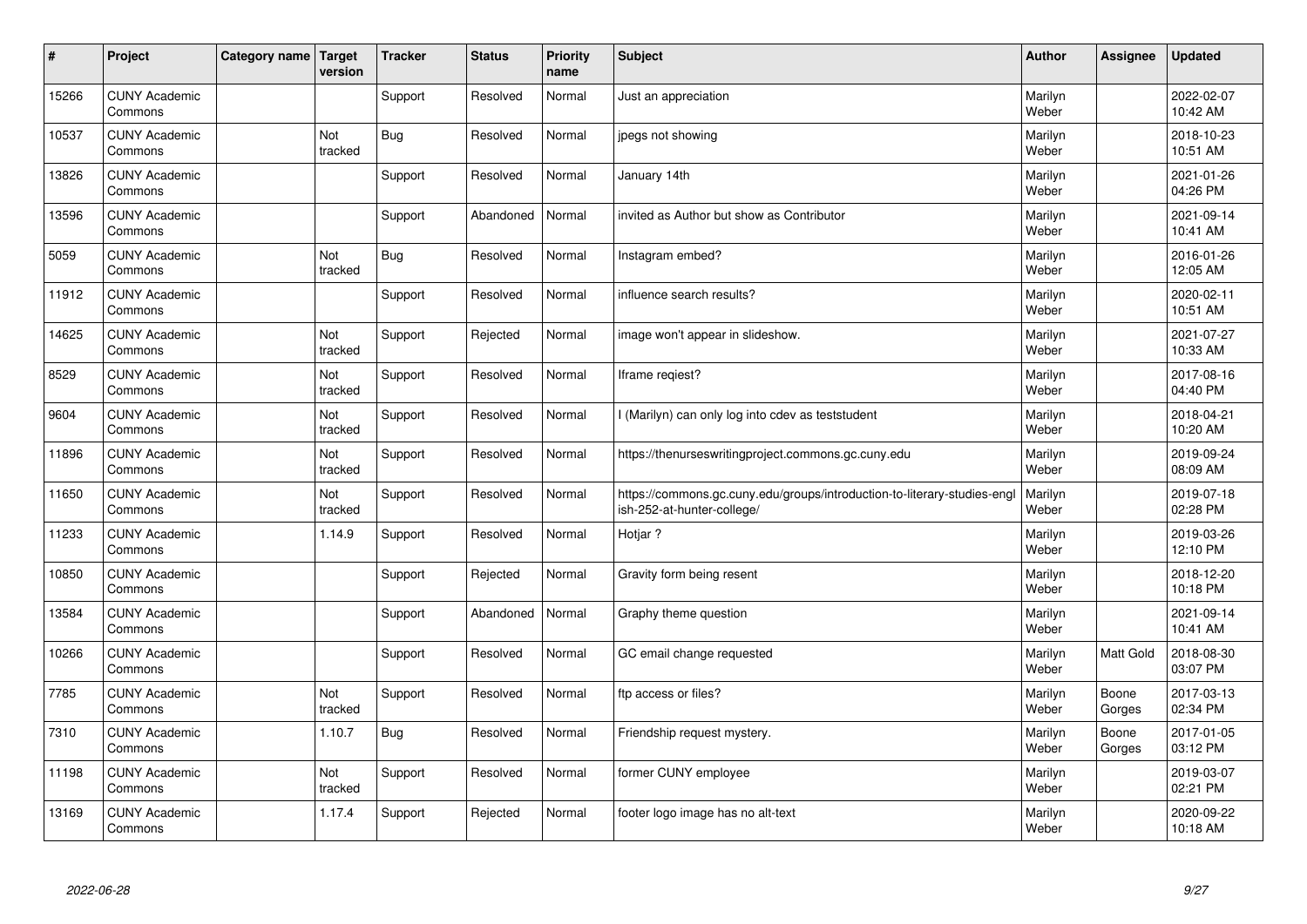| # | Project | Category name | Target version | Tracker | Status | Priority name | Subject | Author | Assignee | Updated |
|---|---|---|---|---|---|---|---|---|---|---|
| 15266 | CUNY Academic Commons | | | Support | Resolved | Normal | Just an appreciation | Marilyn Weber | | 2022-02-07 10:42 AM |
| 10537 | CUNY Academic Commons | | Not tracked | Bug | Resolved | Normal | jpegs not showing | Marilyn Weber | | 2018-10-23 10:51 AM |
| 13826 | CUNY Academic Commons | | | Support | Resolved | Normal | January 14th | Marilyn Weber | | 2021-01-26 04:26 PM |
| 13596 | CUNY Academic Commons | | | Support | Abandoned | Normal | invited as Author but show as Contributor | Marilyn Weber | | 2021-09-14 10:41 AM |
| 5059 | CUNY Academic Commons | | Not tracked | Bug | Resolved | Normal | Instagram embed? | Marilyn Weber | | 2016-01-26 12:05 AM |
| 11912 | CUNY Academic Commons | | | Support | Resolved | Normal | influence search results? | Marilyn Weber | | 2020-02-11 10:51 AM |
| 14625 | CUNY Academic Commons | | Not tracked | Support | Rejected | Normal | image won't appear in slideshow. | Marilyn Weber | | 2021-07-27 10:33 AM |
| 8529 | CUNY Academic Commons | | Not tracked | Support | Resolved | Normal | Iframe reqiest? | Marilyn Weber | | 2017-08-16 04:40 PM |
| 9604 | CUNY Academic Commons | | Not tracked | Support | Resolved | Normal | I (Marilyn) can only log into cdev as teststudent | Marilyn Weber | | 2018-04-21 10:20 AM |
| 11896 | CUNY Academic Commons | | Not tracked | Support | Resolved | Normal | https://thenurseswritingproject.commons.gc.cuny.edu | Marilyn Weber | | 2019-09-24 08:09 AM |
| 11650 | CUNY Academic Commons | | Not tracked | Support | Resolved | Normal | https://commons.gc.cuny.edu/groups/introduction-to-literary-studies-english-252-at-hunter-college/ | Marilyn Weber | | 2019-07-18 02:28 PM |
| 11233 | CUNY Academic Commons | | 1.14.9 | Support | Resolved | Normal | Hotjar ? | Marilyn Weber | | 2019-03-26 12:10 PM |
| 10850 | CUNY Academic Commons | | | Support | Rejected | Normal | Gravity form being resent | Marilyn Weber | | 2018-12-20 10:18 PM |
| 13584 | CUNY Academic Commons | | | Support | Abandoned | Normal | Graphy theme question | Marilyn Weber | | 2021-09-14 10:41 AM |
| 10266 | CUNY Academic Commons | | | Support | Resolved | Normal | GC email change requested | Marilyn Weber | Matt Gold | 2018-08-30 03:07 PM |
| 7785 | CUNY Academic Commons | | Not tracked | Support | Resolved | Normal | ftp access or files? | Marilyn Weber | Boone Gorges | 2017-03-13 02:34 PM |
| 7310 | CUNY Academic Commons | | 1.10.7 | Bug | Resolved | Normal | Friendship request mystery. | Marilyn Weber | Boone Gorges | 2017-01-05 03:12 PM |
| 11198 | CUNY Academic Commons | | Not tracked | Support | Resolved | Normal | former CUNY employee | Marilyn Weber | | 2019-03-07 02:21 PM |
| 13169 | CUNY Academic Commons | | 1.17.4 | Support | Rejected | Normal | footer logo image has no alt-text | Marilyn Weber | | 2020-09-22 10:18 AM |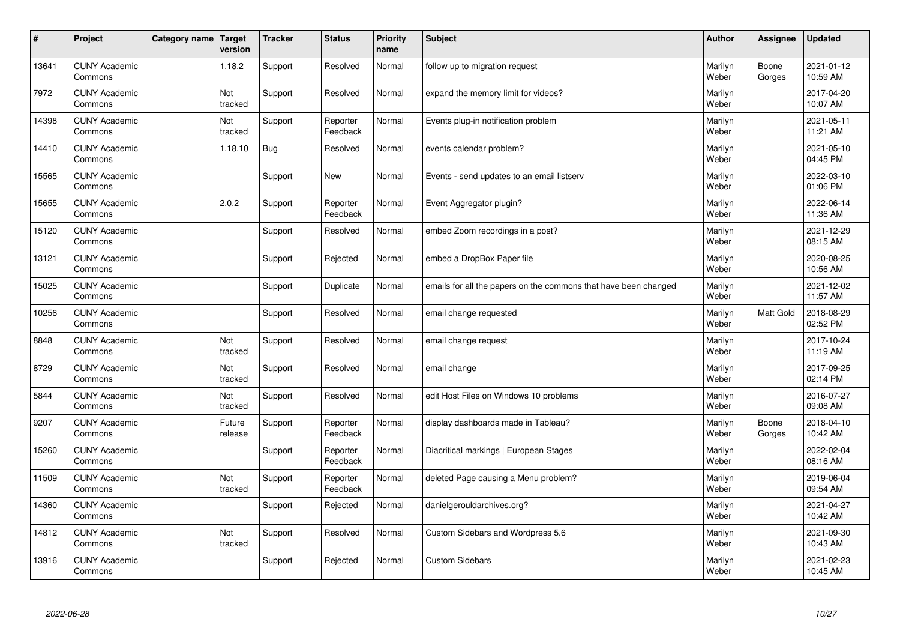| # | Project | Category name | Target version | Tracker | Status | Priority name | Subject | Author | Assignee | Updated |
|---|---|---|---|---|---|---|---|---|---|---|
| 13641 | CUNY Academic Commons | | 1.18.2 | Support | Resolved | Normal | follow up to migration request | Marilyn Weber | Boone Gorges | 2021-01-12 10:59 AM |
| 7972 | CUNY Academic Commons | | Not tracked | Support | Resolved | Normal | expand the memory limit for videos? | Marilyn Weber | | 2017-04-20 10:07 AM |
| 14398 | CUNY Academic Commons | | Not tracked | Support | Reporter Feedback | Normal | Events plug-in notification problem | Marilyn Weber | | 2021-05-11 11:21 AM |
| 14410 | CUNY Academic Commons | | 1.18.10 | Bug | Resolved | Normal | events calendar problem? | Marilyn Weber | | 2021-05-10 04:45 PM |
| 15565 | CUNY Academic Commons | | | Support | New | Normal | Events - send updates to an email listserv | Marilyn Weber | | 2022-03-10 01:06 PM |
| 15655 | CUNY Academic Commons | | 2.0.2 | Support | Reporter Feedback | Normal | Event Aggregator plugin? | Marilyn Weber | | 2022-06-14 11:36 AM |
| 15120 | CUNY Academic Commons | | | Support | Resolved | Normal | embed Zoom recordings in a post? | Marilyn Weber | | 2021-12-29 08:15 AM |
| 13121 | CUNY Academic Commons | | | Support | Rejected | Normal | embed a DropBox Paper file | Marilyn Weber | | 2020-08-25 10:56 AM |
| 15025 | CUNY Academic Commons | | | Support | Duplicate | Normal | emails for all the papers on the commons that have been changed | Marilyn Weber | | 2021-12-02 11:57 AM |
| 10256 | CUNY Academic Commons | | | Support | Resolved | Normal | email change requested | Marilyn Weber | Matt Gold | 2018-08-29 02:52 PM |
| 8848 | CUNY Academic Commons | | Not tracked | Support | Resolved | Normal | email change request | Marilyn Weber | | 2017-10-24 11:19 AM |
| 8729 | CUNY Academic Commons | | Not tracked | Support | Resolved | Normal | email change | Marilyn Weber | | 2017-09-25 02:14 PM |
| 5844 | CUNY Academic Commons | | Not tracked | Support | Resolved | Normal | edit Host Files on Windows 10 problems | Marilyn Weber | | 2016-07-27 09:08 AM |
| 9207 | CUNY Academic Commons | | Future release | Support | Reporter Feedback | Normal | display dashboards made in Tableau? | Marilyn Weber | Boone Gorges | 2018-04-10 10:42 AM |
| 15260 | CUNY Academic Commons | | | Support | Reporter Feedback | Normal | Diacritical markings \| European Stages | Marilyn Weber | | 2022-02-04 08:16 AM |
| 11509 | CUNY Academic Commons | | Not tracked | Support | Reporter Feedback | Normal | deleted Page causing a Menu problem? | Marilyn Weber | | 2019-06-04 09:54 AM |
| 14360 | CUNY Academic Commons | | | Support | Rejected | Normal | danielgerouldarchives.org? | Marilyn Weber | | 2021-04-27 10:42 AM |
| 14812 | CUNY Academic Commons | | Not tracked | Support | Resolved | Normal | Custom Sidebars and Wordpress 5.6 | Marilyn Weber | | 2021-09-30 10:43 AM |
| 13916 | CUNY Academic Commons | | | Support | Rejected | Normal | Custom Sidebars | Marilyn Weber | | 2021-02-23 10:45 AM |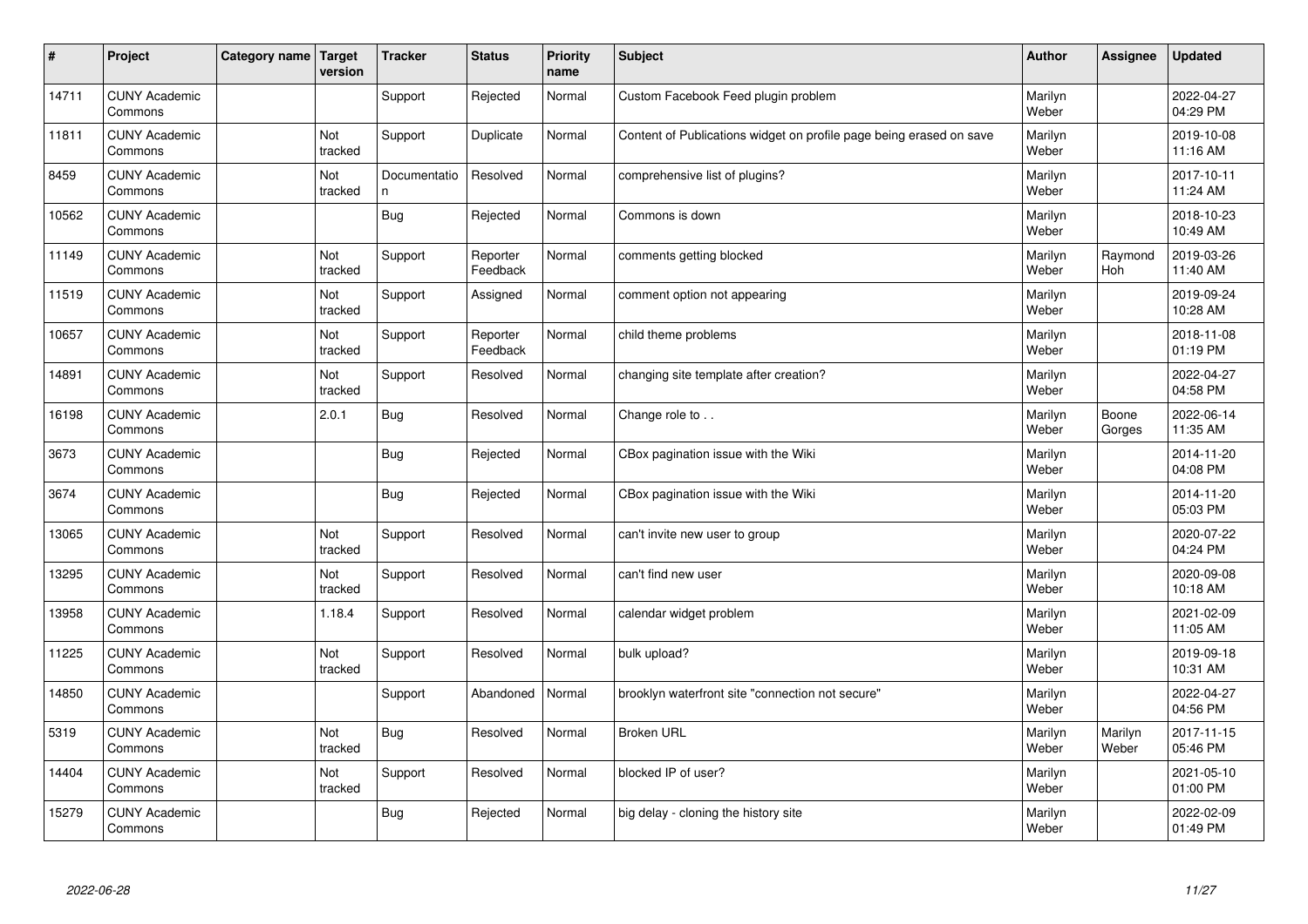| # | Project | Category name | Target version | Tracker | Status | Priority name | Subject | Author | Assignee | Updated |
|---|---|---|---|---|---|---|---|---|---|---|
| 14711 | CUNY Academic Commons | | | Support | Rejected | Normal | Custom Facebook Feed plugin problem | Marilyn Weber | | 2022-04-27 04:29 PM |
| 11811 | CUNY Academic Commons | | Not tracked | Support | Duplicate | Normal | Content of Publications widget on profile page being erased on save | Marilyn Weber | | 2019-10-08 11:16 AM |
| 8459 | CUNY Academic Commons | | Not tracked | Documentation | Resolved | Normal | comprehensive list of plugins? | Marilyn Weber | | 2017-10-11 11:24 AM |
| 10562 | CUNY Academic Commons | | | Bug | Rejected | Normal | Commons is down | Marilyn Weber | | 2018-10-23 10:49 AM |
| 11149 | CUNY Academic Commons | | Not tracked | Support | Reporter Feedback | Normal | comments getting blocked | Marilyn Weber | Raymond Hoh | 2019-03-26 11:40 AM |
| 11519 | CUNY Academic Commons | | Not tracked | Support | Assigned | Normal | comment option not appearing | Marilyn Weber | | 2019-09-24 10:28 AM |
| 10657 | CUNY Academic Commons | | Not tracked | Support | Reporter Feedback | Normal | child theme problems | Marilyn Weber | | 2018-11-08 01:19 PM |
| 14891 | CUNY Academic Commons | | Not tracked | Support | Resolved | Normal | changing site template after creation? | Marilyn Weber | | 2022-04-27 04:58 PM |
| 16198 | CUNY Academic Commons | | 2.0.1 | Bug | Resolved | Normal | Change role to . . | Marilyn Weber | Boone Gorges | 2022-06-14 11:35 AM |
| 3673 | CUNY Academic Commons | | | Bug | Rejected | Normal | CBox pagination issue with the Wiki | Marilyn Weber | | 2014-11-20 04:08 PM |
| 3674 | CUNY Academic Commons | | | Bug | Rejected | Normal | CBox pagination issue with the Wiki | Marilyn Weber | | 2014-11-20 05:03 PM |
| 13065 | CUNY Academic Commons | | Not tracked | Support | Resolved | Normal | can't invite new user to group | Marilyn Weber | | 2020-07-22 04:24 PM |
| 13295 | CUNY Academic Commons | | Not tracked | Support | Resolved | Normal | can't find new user | Marilyn Weber | | 2020-09-08 10:18 AM |
| 13958 | CUNY Academic Commons | | 1.18.4 | Support | Resolved | Normal | calendar widget problem | Marilyn Weber | | 2021-02-09 11:05 AM |
| 11225 | CUNY Academic Commons | | Not tracked | Support | Resolved | Normal | bulk upload? | Marilyn Weber | | 2019-09-18 10:31 AM |
| 14850 | CUNY Academic Commons | | | Support | Abandoned | Normal | brooklyn waterfront site "connection not secure" | Marilyn Weber | | 2022-04-27 04:56 PM |
| 5319 | CUNY Academic Commons | | Not tracked | Bug | Resolved | Normal | Broken URL | Marilyn Weber | Marilyn Weber | 2017-11-15 05:46 PM |
| 14404 | CUNY Academic Commons | | Not tracked | Support | Resolved | Normal | blocked IP of user? | Marilyn Weber | | 2021-05-10 01:00 PM |
| 15279 | CUNY Academic Commons | | | Bug | Rejected | Normal | big delay - cloning the history site | Marilyn Weber | | 2022-02-09 01:49 PM |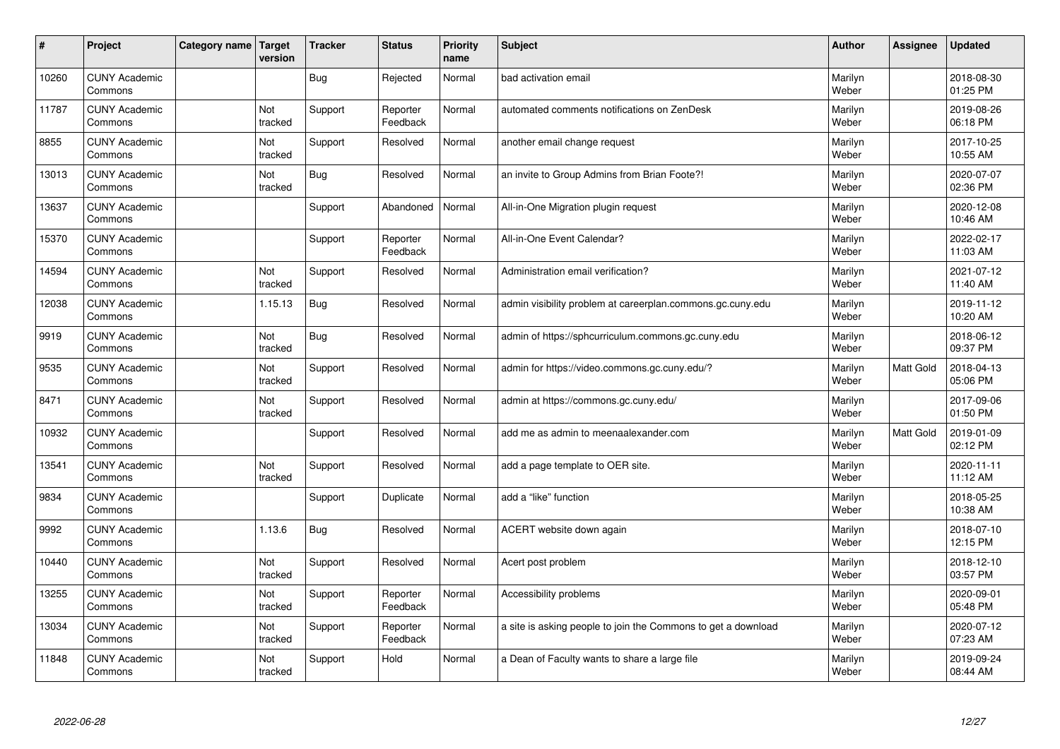| # | Project | Category name | Target version | Tracker | Status | Priority name | Subject | Author | Assignee | Updated |
|---|---|---|---|---|---|---|---|---|---|---|
| 10260 | CUNY Academic Commons | | | Bug | Rejected | Normal | bad activation email | Marilyn Weber | | 2018-08-30 01:25 PM |
| 11787 | CUNY Academic Commons | | Not tracked | Support | Reporter Feedback | Normal | automated comments notifications on ZenDesk | Marilyn Weber | | 2019-08-26 06:18 PM |
| 8855 | CUNY Academic Commons | | Not tracked | Support | Resolved | Normal | another email change request | Marilyn Weber | | 2017-10-25 10:55 AM |
| 13013 | CUNY Academic Commons | | Not tracked | Bug | Resolved | Normal | an invite to Group Admins from Brian Foote?! | Marilyn Weber | | 2020-07-07 02:36 PM |
| 13637 | CUNY Academic Commons | | | Support | Abandoned | Normal | All-in-One Migration plugin request | Marilyn Weber | | 2020-12-08 10:46 AM |
| 15370 | CUNY Academic Commons | | | Support | Reporter Feedback | Normal | All-in-One Event Calendar? | Marilyn Weber | | 2022-02-17 11:03 AM |
| 14594 | CUNY Academic Commons | | Not tracked | Support | Resolved | Normal | Administration email verification? | Marilyn Weber | | 2021-07-12 11:40 AM |
| 12038 | CUNY Academic Commons | | 1.15.13 | Bug | Resolved | Normal | admin visibility problem at careerplan.commons.gc.cuny.edu | Marilyn Weber | | 2019-11-12 10:20 AM |
| 9919 | CUNY Academic Commons | | Not tracked | Bug | Resolved | Normal | admin of https://sphcurriculum.commons.gc.cuny.edu | Marilyn Weber | | 2018-06-12 09:37 PM |
| 9535 | CUNY Academic Commons | | Not tracked | Support | Resolved | Normal | admin for https://video.commons.gc.cuny.edu/? | Marilyn Weber | Matt Gold | 2018-04-13 05:06 PM |
| 8471 | CUNY Academic Commons | | Not tracked | Support | Resolved | Normal | admin at https://commons.gc.cuny.edu/ | Marilyn Weber | | 2017-09-06 01:50 PM |
| 10932 | CUNY Academic Commons | | | Support | Resolved | Normal | add me as admin to meenaalexander.com | Marilyn Weber | Matt Gold | 2019-01-09 02:12 PM |
| 13541 | CUNY Academic Commons | | Not tracked | Support | Resolved | Normal | add a page template to OER site. | Marilyn Weber | | 2020-11-11 11:12 AM |
| 9834 | CUNY Academic Commons | | | Support | Duplicate | Normal | add a "like" function | Marilyn Weber | | 2018-05-25 10:38 AM |
| 9992 | CUNY Academic Commons | | 1.13.6 | Bug | Resolved | Normal | ACERT website down again | Marilyn Weber | | 2018-07-10 12:15 PM |
| 10440 | CUNY Academic Commons | | Not tracked | Support | Resolved | Normal | Acert post problem | Marilyn Weber | | 2018-12-10 03:57 PM |
| 13255 | CUNY Academic Commons | | Not tracked | Support | Reporter Feedback | Normal | Accessibility problems | Marilyn Weber | | 2020-09-01 05:48 PM |
| 13034 | CUNY Academic Commons | | Not tracked | Support | Reporter Feedback | Normal | a site is asking people to join the Commons to get a download | Marilyn Weber | | 2020-07-12 07:23 AM |
| 11848 | CUNY Academic Commons | | Not tracked | Support | Hold | Normal | a Dean of Faculty wants to share a large file | Marilyn Weber | | 2019-09-24 08:44 AM |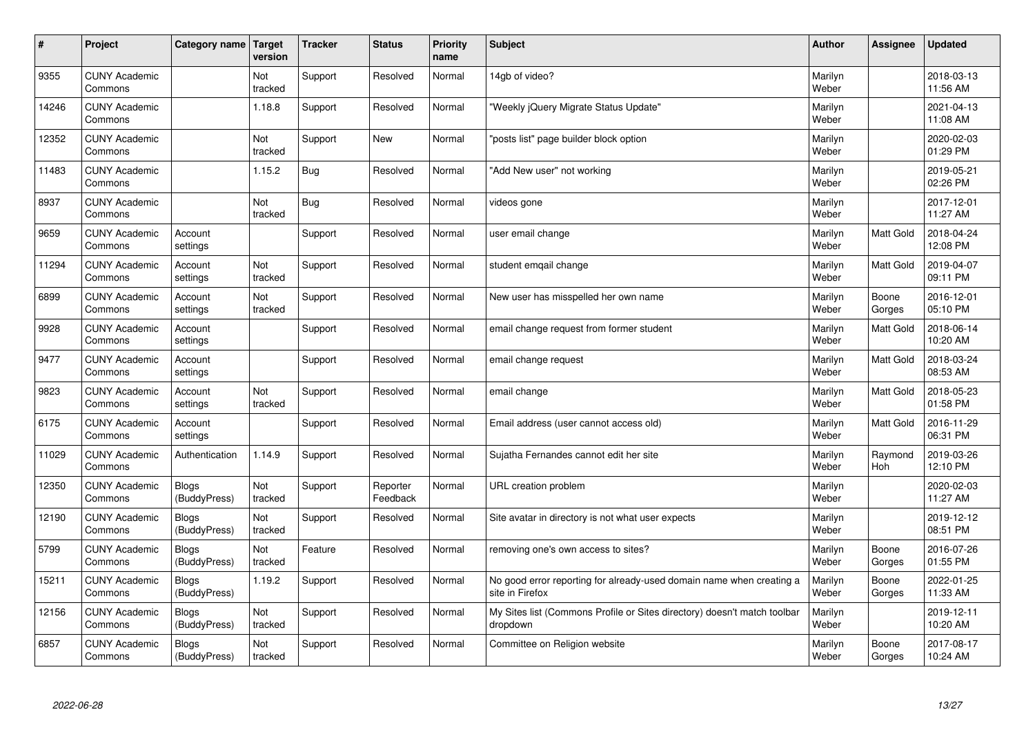| # | Project | Category name | Target version | Tracker | Status | Priority name | Subject | Author | Assignee | Updated |
|---|---|---|---|---|---|---|---|---|---|---|
| 9355 | CUNY Academic Commons | | Not tracked | Support | Resolved | Normal | 14gb of video? | Marilyn Weber | | 2018-03-13 11:56 AM |
| 14246 | CUNY Academic Commons | | 1.18.8 | Support | Resolved | Normal | "Weekly jQuery Migrate Status Update" | Marilyn Weber | | 2021-04-13 11:08 AM |
| 12352 | CUNY Academic Commons | | Not tracked | Support | New | Normal | "posts list" page builder block option | Marilyn Weber | | 2020-02-03 01:29 PM |
| 11483 | CUNY Academic Commons | | 1.15.2 | Bug | Resolved | Normal | "Add New user" not working | Marilyn Weber | | 2019-05-21 02:26 PM |
| 8937 | CUNY Academic Commons | | Not tracked | Bug | Resolved | Normal | videos gone | Marilyn Weber | | 2017-12-01 11:27 AM |
| 9659 | CUNY Academic Commons | Account settings | | Support | Resolved | Normal | user email change | Marilyn Weber | Matt Gold | 2018-04-24 12:08 PM |
| 11294 | CUNY Academic Commons | Account settings | Not tracked | Support | Resolved | Normal | student emqail change | Marilyn Weber | Matt Gold | 2019-04-07 09:11 PM |
| 6899 | CUNY Academic Commons | Account settings | Not tracked | Support | Resolved | Normal | New user has misspelled her own name | Marilyn Weber | Boone Gorges | 2016-12-01 05:10 PM |
| 9928 | CUNY Academic Commons | Account settings | | Support | Resolved | Normal | email change request from former student | Marilyn Weber | Matt Gold | 2018-06-14 10:20 AM |
| 9477 | CUNY Academic Commons | Account settings | | Support | Resolved | Normal | email change request | Marilyn Weber | Matt Gold | 2018-03-24 08:53 AM |
| 9823 | CUNY Academic Commons | Account settings | Not tracked | Support | Resolved | Normal | email change | Marilyn Weber | Matt Gold | 2018-05-23 01:58 PM |
| 6175 | CUNY Academic Commons | Account settings | | Support | Resolved | Normal | Email address (user cannot access old) | Marilyn Weber | Matt Gold | 2016-11-29 06:31 PM |
| 11029 | CUNY Academic Commons | Authentication | 1.14.9 | Support | Resolved | Normal | Sujatha Fernandes cannot edit her site | Marilyn Weber | Raymond Hoh | 2019-03-26 12:10 PM |
| 12350 | CUNY Academic Commons | Blogs (BuddyPress) | Not tracked | Support | Reporter Feedback | Normal | URL creation problem | Marilyn Weber | | 2020-02-03 11:27 AM |
| 12190 | CUNY Academic Commons | Blogs (BuddyPress) | Not tracked | Support | Resolved | Normal | Site avatar in directory is not what user expects | Marilyn Weber | | 2019-12-12 08:51 PM |
| 5799 | CUNY Academic Commons | Blogs (BuddyPress) | Not tracked | Feature | Resolved | Normal | removing one's own access to sites? | Marilyn Weber | Boone Gorges | 2016-07-26 01:55 PM |
| 15211 | CUNY Academic Commons | Blogs (BuddyPress) | 1.19.2 | Support | Resolved | Normal | No good error reporting for already-used domain name when creating a site in Firefox | Marilyn Weber | Boone Gorges | 2022-01-25 11:33 AM |
| 12156 | CUNY Academic Commons | Blogs (BuddyPress) | Not tracked | Support | Resolved | Normal | My Sites list (Commons Profile or Sites directory) doesn't match toolbar dropdown | Marilyn Weber | | 2019-12-11 10:20 AM |
| 6857 | CUNY Academic Commons | Blogs (BuddyPress) | Not tracked | Support | Resolved | Normal | Committee on Religion website | Marilyn Weber | Boone Gorges | 2017-08-17 10:24 AM |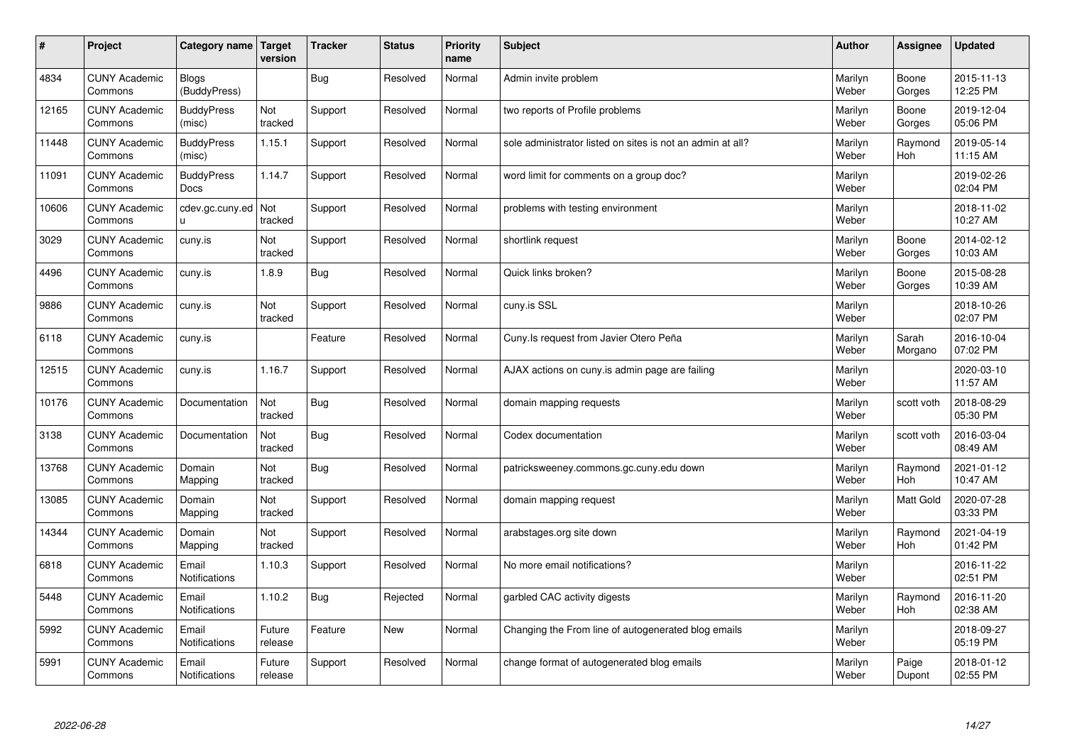| # | Project | Category name | Target version | Tracker | Status | Priority name | Subject | Author | Assignee | Updated |
|---|---|---|---|---|---|---|---|---|---|---|
| 4834 | CUNY Academic Commons | Blogs (BuddyPress) | | Bug | Resolved | Normal | Admin invite problem | Marilyn Weber | Boone Gorges | 2015-11-13 12:25 PM |
| 12165 | CUNY Academic Commons | BuddyPress (misc) | Not tracked | Support | Resolved | Normal | two reports of Profile problems | Marilyn Weber | Boone Gorges | 2019-12-04 05:06 PM |
| 11448 | CUNY Academic Commons | BuddyPress (misc) | 1.15.1 | Support | Resolved | Normal | sole administrator listed on sites is not an admin at all? | Marilyn Weber | Raymond Hoh | 2019-05-14 11:15 AM |
| 11091 | CUNY Academic Commons | BuddyPress Docs | 1.14.7 | Support | Resolved | Normal | word limit for comments on a group doc? | Marilyn Weber | | 2019-02-26 02:04 PM |
| 10606 | CUNY Academic Commons | cdev.gc.cuny.edu | Not tracked | Support | Resolved | Normal | problems with testing environment | Marilyn Weber | | 2018-11-02 10:27 AM |
| 3029 | CUNY Academic Commons | cuny.is | Not tracked | Support | Resolved | Normal | shortlink request | Marilyn Weber | Boone Gorges | 2014-02-12 10:03 AM |
| 4496 | CUNY Academic Commons | cuny.is | 1.8.9 | Bug | Resolved | Normal | Quick links broken? | Marilyn Weber | Boone Gorges | 2015-08-28 10:39 AM |
| 9886 | CUNY Academic Commons | cuny.is | Not tracked | Support | Resolved | Normal | cuny.is SSL | Marilyn Weber | | 2018-10-26 02:07 PM |
| 6118 | CUNY Academic Commons | cuny.is | | Feature | Resolved | Normal | Cuny.Is request from Javier Otero Peña | Marilyn Weber | Sarah Morgano | 2016-10-04 07:02 PM |
| 12515 | CUNY Academic Commons | cuny.is | 1.16.7 | Support | Resolved | Normal | AJAX actions on cuny.is admin page are failing | Marilyn Weber | | 2020-03-10 11:57 AM |
| 10176 | CUNY Academic Commons | Documentation | Not tracked | Bug | Resolved | Normal | domain mapping requests | Marilyn Weber | scott voth | 2018-08-29 05:30 PM |
| 3138 | CUNY Academic Commons | Documentation | Not tracked | Bug | Resolved | Normal | Codex documentation | Marilyn Weber | scott voth | 2016-03-04 08:49 AM |
| 13768 | CUNY Academic Commons | Domain Mapping | Not tracked | Bug | Resolved | Normal | patricksweeney.commons.gc.cuny.edu down | Marilyn Weber | Raymond Hoh | 2021-01-12 10:47 AM |
| 13085 | CUNY Academic Commons | Domain Mapping | Not tracked | Support | Resolved | Normal | domain mapping request | Marilyn Weber | Matt Gold | 2020-07-28 03:33 PM |
| 14344 | CUNY Academic Commons | Domain Mapping | Not tracked | Support | Resolved | Normal | arabstages.org site down | Marilyn Weber | Raymond Hoh | 2021-04-19 01:42 PM |
| 6818 | CUNY Academic Commons | Email Notifications | 1.10.3 | Support | Resolved | Normal | No more email notifications? | Marilyn Weber | | 2016-11-22 02:51 PM |
| 5448 | CUNY Academic Commons | Email Notifications | 1.10.2 | Bug | Rejected | Normal | garbled CAC activity digests | Marilyn Weber | Raymond Hoh | 2016-11-20 02:38 AM |
| 5992 | CUNY Academic Commons | Email Notifications | Future release | Feature | New | Normal | Changing the From line of autogenerated blog emails | Marilyn Weber | | 2018-09-27 05:19 PM |
| 5991 | CUNY Academic Commons | Email Notifications | Future release | Support | Resolved | Normal | change format of autogenerated blog emails | Marilyn Weber | Paige Dupont | 2018-01-12 02:55 PM |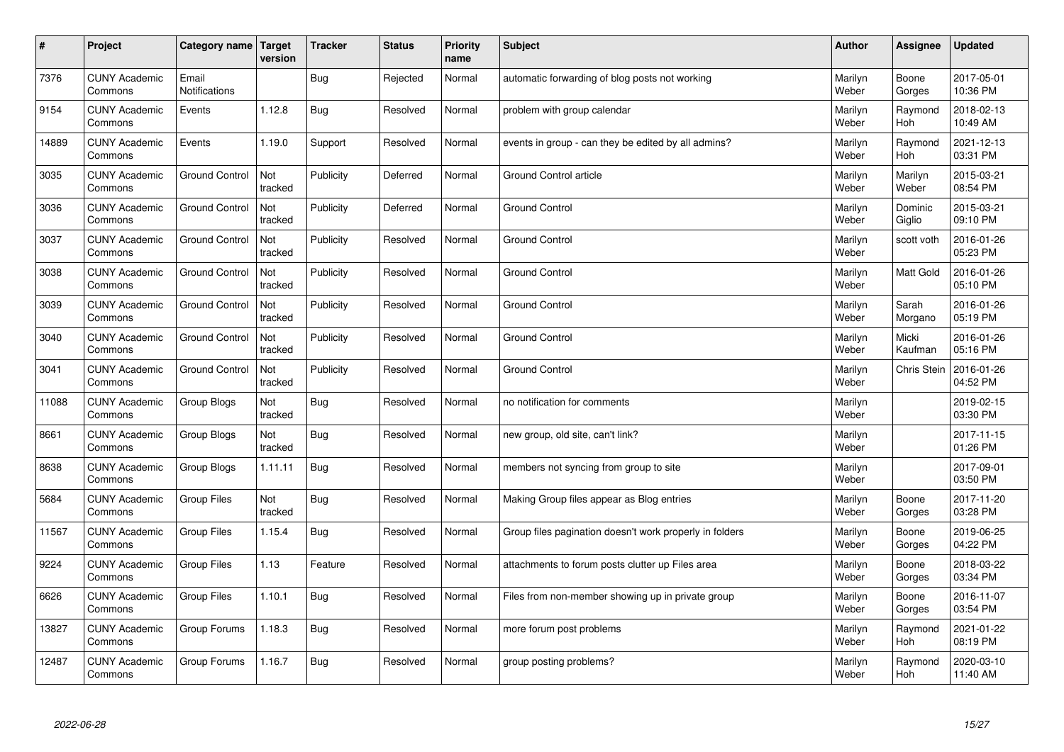| # | Project | Category name | Target version | Tracker | Status | Priority name | Subject | Author | Assignee | Updated |
|---|---|---|---|---|---|---|---|---|---|---|
| 7376 | CUNY Academic Commons | Email Notifications | | Bug | Rejected | Normal | automatic forwarding of blog posts not working | Marilyn Weber | Boone Gorges | 2017-05-01 10:36 PM |
| 9154 | CUNY Academic Commons | Events | 1.12.8 | Bug | Resolved | Normal | problem with group calendar | Marilyn Weber | Raymond Hoh | 2018-02-13 10:49 AM |
| 14889 | CUNY Academic Commons | Events | 1.19.0 | Support | Resolved | Normal | events in group - can they be edited by all admins? | Marilyn Weber | Raymond Hoh | 2021-12-13 03:31 PM |
| 3035 | CUNY Academic Commons | Ground Control | Not tracked | Publicity | Deferred | Normal | Ground Control article | Marilyn Weber | Marilyn Weber | 2015-03-21 08:54 PM |
| 3036 | CUNY Academic Commons | Ground Control | Not tracked | Publicity | Deferred | Normal | Ground Control | Marilyn Weber | Dominic Giglio | 2015-03-21 09:10 PM |
| 3037 | CUNY Academic Commons | Ground Control | Not tracked | Publicity | Resolved | Normal | Ground Control | Marilyn Weber | scott voth | 2016-01-26 05:23 PM |
| 3038 | CUNY Academic Commons | Ground Control | Not tracked | Publicity | Resolved | Normal | Ground Control | Marilyn Weber | Matt Gold | 2016-01-26 05:10 PM |
| 3039 | CUNY Academic Commons | Ground Control | Not tracked | Publicity | Resolved | Normal | Ground Control | Marilyn Weber | Sarah Morgano | 2016-01-26 05:19 PM |
| 3040 | CUNY Academic Commons | Ground Control | Not tracked | Publicity | Resolved | Normal | Ground Control | Marilyn Weber | Micki Kaufman | 2016-01-26 05:16 PM |
| 3041 | CUNY Academic Commons | Ground Control | Not tracked | Publicity | Resolved | Normal | Ground Control | Marilyn Weber | Chris Stein | 2016-01-26 04:52 PM |
| 11088 | CUNY Academic Commons | Group Blogs | Not tracked | Bug | Resolved | Normal | no notification for comments | Marilyn Weber | | 2019-02-15 03:30 PM |
| 8661 | CUNY Academic Commons | Group Blogs | Not tracked | Bug | Resolved | Normal | new group, old site, can't link? | Marilyn Weber | | 2017-11-15 01:26 PM |
| 8638 | CUNY Academic Commons | Group Blogs | 1.11.11 | Bug | Resolved | Normal | members not syncing from group to site | Marilyn Weber | | 2017-09-01 03:50 PM |
| 5684 | CUNY Academic Commons | Group Files | Not tracked | Bug | Resolved | Normal | Making Group files appear as Blog entries | Marilyn Weber | Boone Gorges | 2017-11-20 03:28 PM |
| 11567 | CUNY Academic Commons | Group Files | 1.15.4 | Bug | Resolved | Normal | Group files pagination doesn't work properly in folders | Marilyn Weber | Boone Gorges | 2019-06-25 04:22 PM |
| 9224 | CUNY Academic Commons | Group Files | 1.13 | Feature | Resolved | Normal | attachments to forum posts clutter up Files area | Marilyn Weber | Boone Gorges | 2018-03-22 03:34 PM |
| 6626 | CUNY Academic Commons | Group Files | 1.10.1 | Bug | Resolved | Normal | Files from non-member showing up in private group | Marilyn Weber | Boone Gorges | 2016-11-07 03:54 PM |
| 13827 | CUNY Academic Commons | Group Forums | 1.18.3 | Bug | Resolved | Normal | more forum post problems | Marilyn Weber | Raymond Hoh | 2021-01-22 08:19 PM |
| 12487 | CUNY Academic Commons | Group Forums | 1.16.7 | Bug | Resolved | Normal | group posting problems? | Marilyn Weber | Raymond Hoh | 2020-03-10 11:40 AM |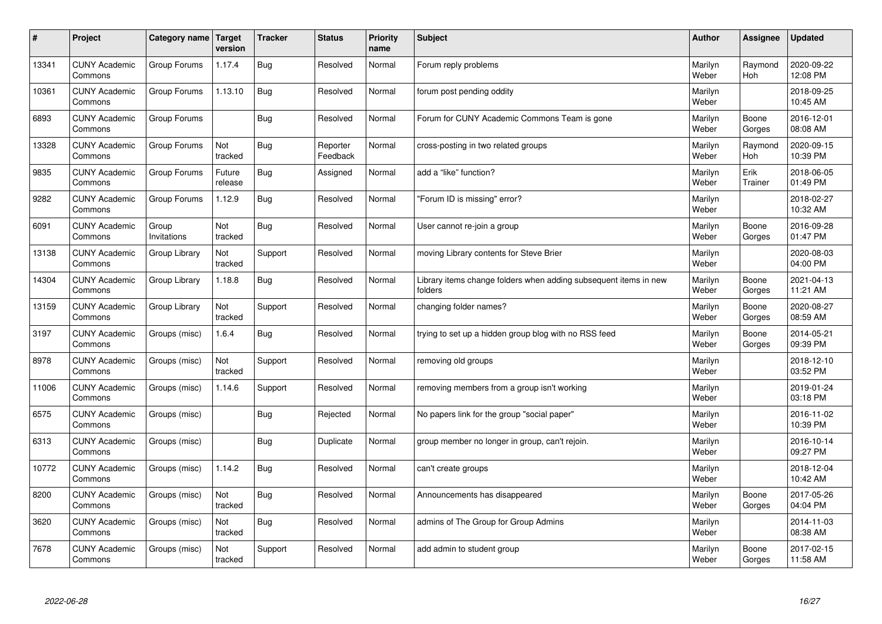| # | Project | Category name | Target version | Tracker | Status | Priority name | Subject | Author | Assignee | Updated |
|---|---|---|---|---|---|---|---|---|---|---|
| 13341 | CUNY Academic Commons | Group Forums | 1.17.4 | Bug | Resolved | Normal | Forum reply problems | Marilyn Weber | Raymond Hoh | 2020-09-22 12:08 PM |
| 10361 | CUNY Academic Commons | Group Forums | 1.13.10 | Bug | Resolved | Normal | forum post pending oddity | Marilyn Weber | | 2018-09-25 10:45 AM |
| 6893 | CUNY Academic Commons | Group Forums | | Bug | Resolved | Normal | Forum for CUNY Academic Commons Team is gone | Marilyn Weber | Boone Gorges | 2016-12-01 08:08 AM |
| 13328 | CUNY Academic Commons | Group Forums | Not tracked | Bug | Reporter Feedback | Normal | cross-posting in two related groups | Marilyn Weber | Raymond Hoh | 2020-09-15 10:39 PM |
| 9835 | CUNY Academic Commons | Group Forums | Future release | Bug | Assigned | Normal | add a "like" function? | Marilyn Weber | Erik Trainer | 2018-06-05 01:49 PM |
| 9282 | CUNY Academic Commons | Group Forums | 1.12.9 | Bug | Resolved | Normal | "Forum ID is missing" error? | Marilyn Weber | | 2018-02-27 10:32 AM |
| 6091 | CUNY Academic Commons | Group Invitations | Not tracked | Bug | Resolved | Normal | User cannot re-join a group | Marilyn Weber | Boone Gorges | 2016-09-28 01:47 PM |
| 13138 | CUNY Academic Commons | Group Library | Not tracked | Support | Resolved | Normal | moving Library contents for Steve Brier | Marilyn Weber | | 2020-08-03 04:00 PM |
| 14304 | CUNY Academic Commons | Group Library | 1.18.8 | Bug | Resolved | Normal | Library items change folders when adding subsequent items in new folders | Marilyn Weber | Boone Gorges | 2021-04-13 11:21 AM |
| 13159 | CUNY Academic Commons | Group Library | Not tracked | Support | Resolved | Normal | changing folder names? | Marilyn Weber | Boone Gorges | 2020-08-27 08:59 AM |
| 3197 | CUNY Academic Commons | Groups (misc) | 1.6.4 | Bug | Resolved | Normal | trying to set up a hidden group blog with no RSS feed | Marilyn Weber | Boone Gorges | 2014-05-21 09:39 PM |
| 8978 | CUNY Academic Commons | Groups (misc) | Not tracked | Support | Resolved | Normal | removing old groups | Marilyn Weber | | 2018-12-10 03:52 PM |
| 11006 | CUNY Academic Commons | Groups (misc) | 1.14.6 | Support | Resolved | Normal | removing members from a group isn't working | Marilyn Weber | | 2019-01-24 03:18 PM |
| 6575 | CUNY Academic Commons | Groups (misc) | | Bug | Rejected | Normal | No papers link for the group "social paper" | Marilyn Weber | | 2016-11-02 10:39 PM |
| 6313 | CUNY Academic Commons | Groups (misc) | | Bug | Duplicate | Normal | group member no longer in group, can't rejoin. | Marilyn Weber | | 2016-10-14 09:27 PM |
| 10772 | CUNY Academic Commons | Groups (misc) | 1.14.2 | Bug | Resolved | Normal | can't create groups | Marilyn Weber | | 2018-12-04 10:42 AM |
| 8200 | CUNY Academic Commons | Groups (misc) | Not tracked | Bug | Resolved | Normal | Announcements has disappeared | Marilyn Weber | Boone Gorges | 2017-05-26 04:04 PM |
| 3620 | CUNY Academic Commons | Groups (misc) | Not tracked | Bug | Resolved | Normal | admins of The Group for Group Admins | Marilyn Weber | | 2014-11-03 08:38 AM |
| 7678 | CUNY Academic Commons | Groups (misc) | Not tracked | Support | Resolved | Normal | add admin to student group | Marilyn Weber | Boone Gorges | 2017-02-15 11:58 AM |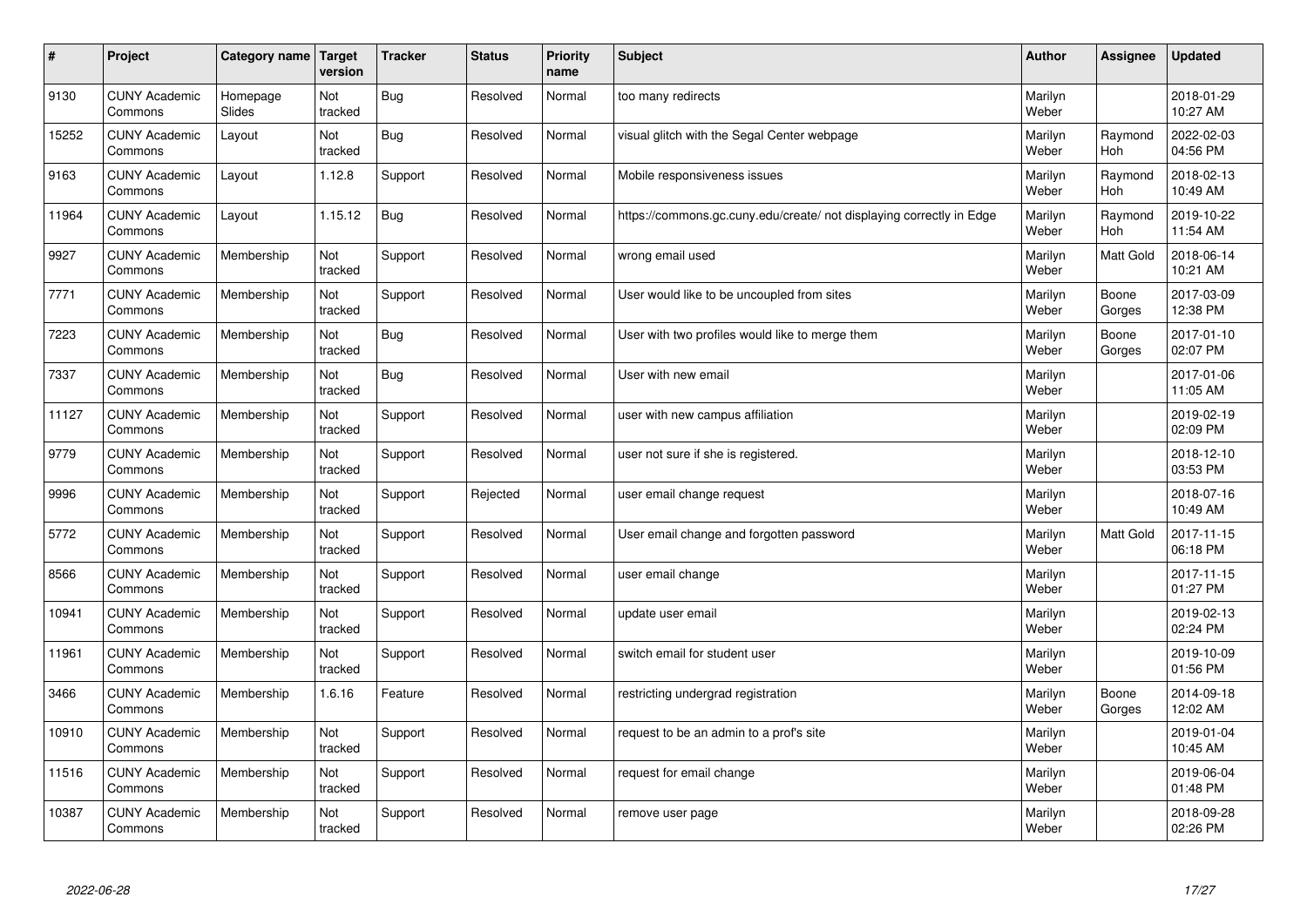| # | Project | Category name | Target version | Tracker | Status | Priority name | Subject | Author | Assignee | Updated |
|---|---|---|---|---|---|---|---|---|---|---|
| 9130 | CUNY Academic Commons | Homepage Slides | Not tracked | Bug | Resolved | Normal | too many redirects | Marilyn Weber | | 2018-01-29 10:27 AM |
| 15252 | CUNY Academic Commons | Layout | Not tracked | Bug | Resolved | Normal | visual glitch with the Segal Center webpage | Marilyn Weber | Raymond Hoh | 2022-02-03 04:56 PM |
| 9163 | CUNY Academic Commons | Layout | 1.12.8 | Support | Resolved | Normal | Mobile responsiveness issues | Marilyn Weber | Raymond Hoh | 2018-02-13 10:49 AM |
| 11964 | CUNY Academic Commons | Layout | 1.15.12 | Bug | Resolved | Normal | https://commons.gc.cuny.edu/create/ not displaying correctly in Edge | Marilyn Weber | Raymond Hoh | 2019-10-22 11:54 AM |
| 9927 | CUNY Academic Commons | Membership | Not tracked | Support | Resolved | Normal | wrong email used | Marilyn Weber | Matt Gold | 2018-06-14 10:21 AM |
| 7771 | CUNY Academic Commons | Membership | Not tracked | Support | Resolved | Normal | User would like to be uncoupled from sites | Marilyn Weber | Boone Gorges | 2017-03-09 12:38 PM |
| 7223 | CUNY Academic Commons | Membership | Not tracked | Bug | Resolved | Normal | User with two profiles would like to merge them | Marilyn Weber | Boone Gorges | 2017-01-10 02:07 PM |
| 7337 | CUNY Academic Commons | Membership | Not tracked | Bug | Resolved | Normal | User with new email | Marilyn Weber | | 2017-01-06 11:05 AM |
| 11127 | CUNY Academic Commons | Membership | Not tracked | Support | Resolved | Normal | user with new campus affiliation | Marilyn Weber | | 2019-02-19 02:09 PM |
| 9779 | CUNY Academic Commons | Membership | Not tracked | Support | Resolved | Normal | user not sure if she is registered. | Marilyn Weber | | 2018-12-10 03:53 PM |
| 9996 | CUNY Academic Commons | Membership | Not tracked | Support | Rejected | Normal | user email change request | Marilyn Weber | | 2018-07-16 10:49 AM |
| 5772 | CUNY Academic Commons | Membership | Not tracked | Support | Resolved | Normal | User email change and forgotten password | Marilyn Weber | Matt Gold | 2017-11-15 06:18 PM |
| 8566 | CUNY Academic Commons | Membership | Not tracked | Support | Resolved | Normal | user email change | Marilyn Weber | | 2017-11-15 01:27 PM |
| 10941 | CUNY Academic Commons | Membership | Not tracked | Support | Resolved | Normal | update user email | Marilyn Weber | | 2019-02-13 02:24 PM |
| 11961 | CUNY Academic Commons | Membership | Not tracked | Support | Resolved | Normal | switch email for student user | Marilyn Weber | | 2019-10-09 01:56 PM |
| 3466 | CUNY Academic Commons | Membership | 1.6.16 | Feature | Resolved | Normal | restricting undergrad registration | Marilyn Weber | Boone Gorges | 2014-09-18 12:02 AM |
| 10910 | CUNY Academic Commons | Membership | Not tracked | Support | Resolved | Normal | request to be an admin to a prof's site | Marilyn Weber | | 2019-01-04 10:45 AM |
| 11516 | CUNY Academic Commons | Membership | Not tracked | Support | Resolved | Normal | request for email change | Marilyn Weber | | 2019-06-04 01:48 PM |
| 10387 | CUNY Academic Commons | Membership | Not tracked | Support | Resolved | Normal | remove user page | Marilyn Weber | | 2018-09-28 02:26 PM |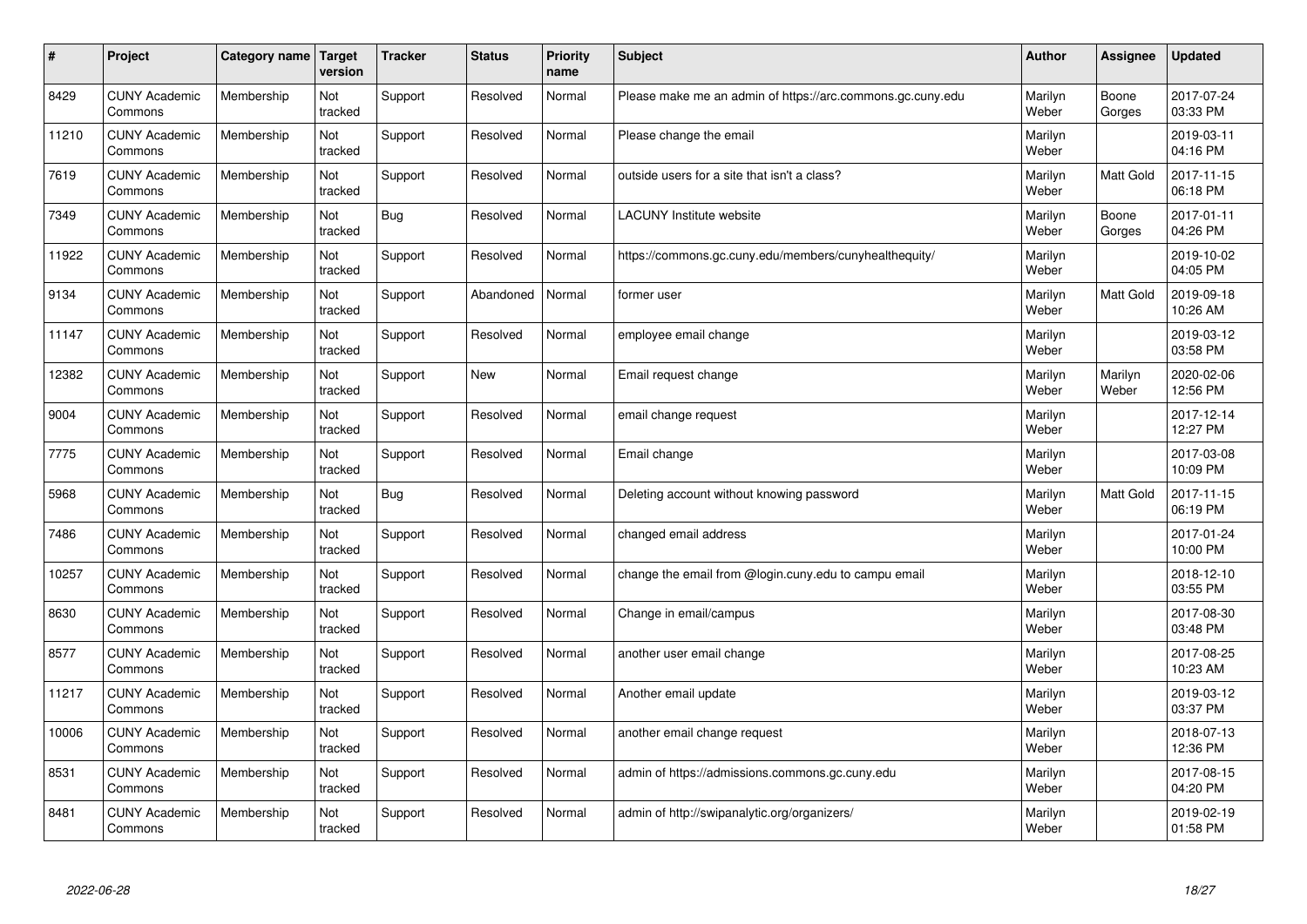| # | Project | Category name | Target version | Tracker | Status | Priority name | Subject | Author | Assignee | Updated |
|---|---|---|---|---|---|---|---|---|---|---|
| 8429 | CUNY Academic Commons | Membership | Not tracked | Support | Resolved | Normal | Please make me an admin of https://arc.commons.gc.cuny.edu | Marilyn Weber | Boone Gorges | 2017-07-24 03:33 PM |
| 11210 | CUNY Academic Commons | Membership | Not tracked | Support | Resolved | Normal | Please change the email | Marilyn Weber | | 2019-03-11 04:16 PM |
| 7619 | CUNY Academic Commons | Membership | Not tracked | Support | Resolved | Normal | outside users for a site that isn't a class? | Marilyn Weber | Matt Gold | 2017-11-15 06:18 PM |
| 7349 | CUNY Academic Commons | Membership | Not tracked | Bug | Resolved | Normal | LACUNY Institute website | Marilyn Weber | Boone Gorges | 2017-01-11 04:26 PM |
| 11922 | CUNY Academic Commons | Membership | Not tracked | Support | Resolved | Normal | https://commons.gc.cuny.edu/members/cunyhealthequity/ | Marilyn Weber | | 2019-10-02 04:05 PM |
| 9134 | CUNY Academic Commons | Membership | Not tracked | Support | Abandoned | Normal | former user | Marilyn Weber | Matt Gold | 2019-09-18 10:26 AM |
| 11147 | CUNY Academic Commons | Membership | Not tracked | Support | Resolved | Normal | employee email change | Marilyn Weber | | 2019-03-12 03:58 PM |
| 12382 | CUNY Academic Commons | Membership | Not tracked | Support | New | Normal | Email request change | Marilyn Weber | Marilyn Weber | 2020-02-06 12:56 PM |
| 9004 | CUNY Academic Commons | Membership | Not tracked | Support | Resolved | Normal | email change request | Marilyn Weber | | 2017-12-14 12:27 PM |
| 7775 | CUNY Academic Commons | Membership | Not tracked | Support | Resolved | Normal | Email change | Marilyn Weber | | 2017-03-08 10:09 PM |
| 5968 | CUNY Academic Commons | Membership | Not tracked | Bug | Resolved | Normal | Deleting account without knowing password | Marilyn Weber | Matt Gold | 2017-11-15 06:19 PM |
| 7486 | CUNY Academic Commons | Membership | Not tracked | Support | Resolved | Normal | changed email address | Marilyn Weber | | 2017-01-24 10:00 PM |
| 10257 | CUNY Academic Commons | Membership | Not tracked | Support | Resolved | Normal | change the email from @login.cuny.edu to campu email | Marilyn Weber | | 2018-12-10 03:55 PM |
| 8630 | CUNY Academic Commons | Membership | Not tracked | Support | Resolved | Normal | Change in email/campus | Marilyn Weber | | 2017-08-30 03:48 PM |
| 8577 | CUNY Academic Commons | Membership | Not tracked | Support | Resolved | Normal | another user email change | Marilyn Weber | | 2017-08-25 10:23 AM |
| 11217 | CUNY Academic Commons | Membership | Not tracked | Support | Resolved | Normal | Another email update | Marilyn Weber | | 2019-03-12 03:37 PM |
| 10006 | CUNY Academic Commons | Membership | Not tracked | Support | Resolved | Normal | another email change request | Marilyn Weber | | 2018-07-13 12:36 PM |
| 8531 | CUNY Academic Commons | Membership | Not tracked | Support | Resolved | Normal | admin of https://admissions.commons.gc.cuny.edu | Marilyn Weber | | 2017-08-15 04:20 PM |
| 8481 | CUNY Academic Commons | Membership | Not tracked | Support | Resolved | Normal | admin of http://swipanalytic.org/organizers/ | Marilyn Weber | | 2019-02-19 01:58 PM |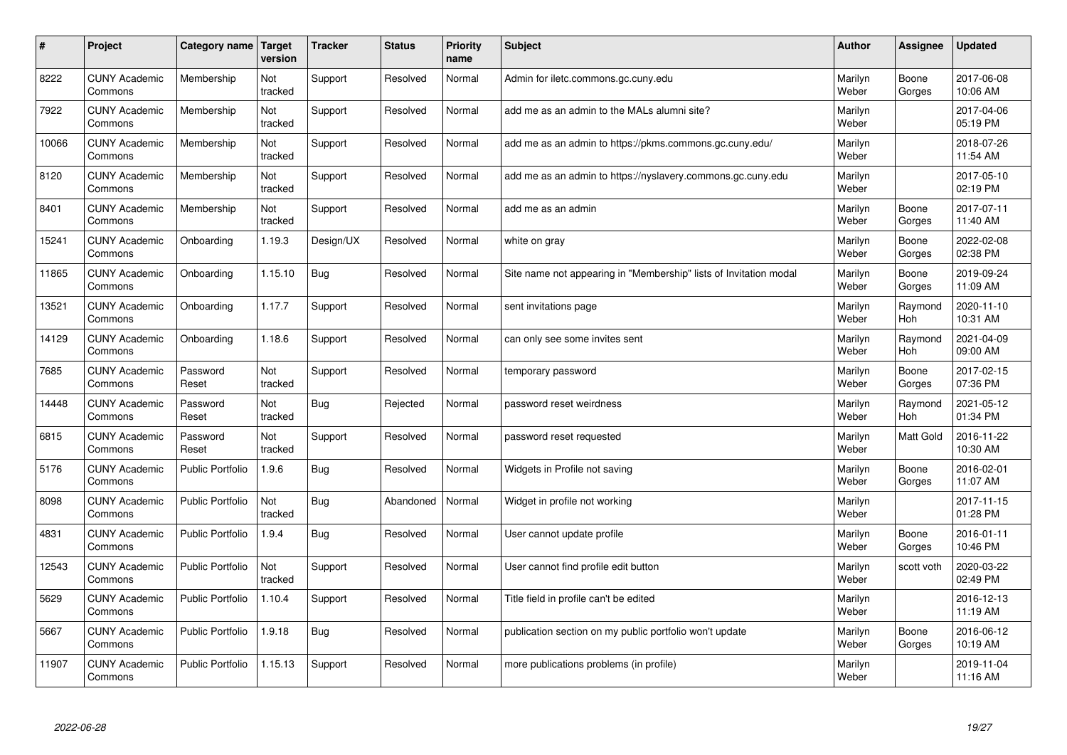| # | Project | Category name | Target version | Tracker | Status | Priority name | Subject | Author | Assignee | Updated |
|---|---|---|---|---|---|---|---|---|---|---|
| 8222 | CUNY Academic Commons | Membership | Not tracked | Support | Resolved | Normal | Admin for iletc.commons.gc.cuny.edu | Marilyn Weber | Boone Gorges | 2017-06-08 10:06 AM |
| 7922 | CUNY Academic Commons | Membership | Not tracked | Support | Resolved | Normal | add me as an admin to the MALs alumni site? | Marilyn Weber | | 2017-04-06 05:19 PM |
| 10066 | CUNY Academic Commons | Membership | Not tracked | Support | Resolved | Normal | add me as an admin to https://pkms.commons.gc.cuny.edu/ | Marilyn Weber | | 2018-07-26 11:54 AM |
| 8120 | CUNY Academic Commons | Membership | Not tracked | Support | Resolved | Normal | add me as an admin to https://nyslavery.commons.gc.cuny.edu | Marilyn Weber | | 2017-05-10 02:19 PM |
| 8401 | CUNY Academic Commons | Membership | Not tracked | Support | Resolved | Normal | add me as an admin | Marilyn Weber | Boone Gorges | 2017-07-11 11:40 AM |
| 15241 | CUNY Academic Commons | Onboarding | 1.19.3 | Design/UX | Resolved | Normal | white on gray | Marilyn Weber | Boone Gorges | 2022-02-08 02:38 PM |
| 11865 | CUNY Academic Commons | Onboarding | 1.15.10 | Bug | Resolved | Normal | Site name not appearing in "Membership" lists of Invitation modal | Marilyn Weber | Boone Gorges | 2019-09-24 11:09 AM |
| 13521 | CUNY Academic Commons | Onboarding | 1.17.7 | Support | Resolved | Normal | sent invitations page | Marilyn Weber | Raymond Hoh | 2020-11-10 10:31 AM |
| 14129 | CUNY Academic Commons | Onboarding | 1.18.6 | Support | Resolved | Normal | can only see some invites sent | Marilyn Weber | Raymond Hoh | 2021-04-09 09:00 AM |
| 7685 | CUNY Academic Commons | Password Reset | Not tracked | Support | Resolved | Normal | temporary password | Marilyn Weber | Boone Gorges | 2017-02-15 07:36 PM |
| 14448 | CUNY Academic Commons | Password Reset | Not tracked | Bug | Rejected | Normal | password reset weirdness | Marilyn Weber | Raymond Hoh | 2021-05-12 01:34 PM |
| 6815 | CUNY Academic Commons | Password Reset | Not tracked | Support | Resolved | Normal | password reset requested | Marilyn Weber | Matt Gold | 2016-11-22 10:30 AM |
| 5176 | CUNY Academic Commons | Public Portfolio | 1.9.6 | Bug | Resolved | Normal | Widgets in Profile not saving | Marilyn Weber | Boone Gorges | 2016-02-01 11:07 AM |
| 8098 | CUNY Academic Commons | Public Portfolio | Not tracked | Bug | Abandoned | Normal | Widget in profile not working | Marilyn Weber | | 2017-11-15 01:28 PM |
| 4831 | CUNY Academic Commons | Public Portfolio | 1.9.4 | Bug | Resolved | Normal | User cannot update profile | Marilyn Weber | Boone Gorges | 2016-01-11 10:46 PM |
| 12543 | CUNY Academic Commons | Public Portfolio | Not tracked | Support | Resolved | Normal | User cannot find profile edit button | Marilyn Weber | scott voth | 2020-03-22 02:49 PM |
| 5629 | CUNY Academic Commons | Public Portfolio | 1.10.4 | Support | Resolved | Normal | Title field in profile can't be edited | Marilyn Weber | | 2016-12-13 11:19 AM |
| 5667 | CUNY Academic Commons | Public Portfolio | 1.9.18 | Bug | Resolved | Normal | publication section on my public portfolio won't update | Marilyn Weber | Boone Gorges | 2016-06-12 10:19 AM |
| 11907 | CUNY Academic Commons | Public Portfolio | 1.15.13 | Support | Resolved | Normal | more publications problems (in profile) | Marilyn Weber | | 2019-11-04 11:16 AM |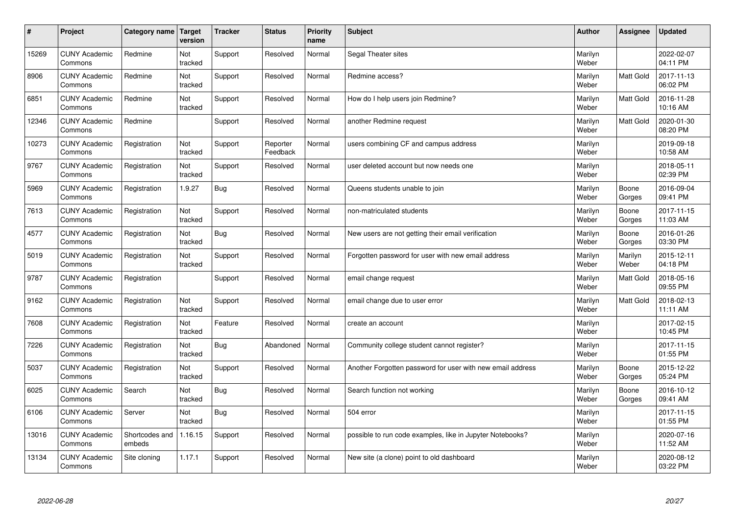| # | Project | Category name | Target version | Tracker | Status | Priority name | Subject | Author | Assignee | Updated |
|---|---|---|---|---|---|---|---|---|---|---|
| 15269 | CUNY Academic Commons | Redmine | Not tracked | Support | Resolved | Normal | Segal Theater sites | Marilyn Weber | | 2022-02-07 04:11 PM |
| 8906 | CUNY Academic Commons | Redmine | Not tracked | Support | Resolved | Normal | Redmine access? | Marilyn Weber | Matt Gold | 2017-11-13 06:02 PM |
| 6851 | CUNY Academic Commons | Redmine | Not tracked | Support | Resolved | Normal | How do I help users join Redmine? | Marilyn Weber | Matt Gold | 2016-11-28 10:16 AM |
| 12346 | CUNY Academic Commons | Redmine | | Support | Resolved | Normal | another Redmine request | Marilyn Weber | Matt Gold | 2020-01-30 08:20 PM |
| 10273 | CUNY Academic Commons | Registration | Not tracked | Support | Reporter Feedback | Normal | users combining CF and campus address | Marilyn Weber | | 2019-09-18 10:58 AM |
| 9767 | CUNY Academic Commons | Registration | Not tracked | Support | Resolved | Normal | user deleted account but now needs one | Marilyn Weber | | 2018-05-11 02:39 PM |
| 5969 | CUNY Academic Commons | Registration | 1.9.27 | Bug | Resolved | Normal | Queens students unable to join | Marilyn Weber | Boone Gorges | 2016-09-04 09:41 PM |
| 7613 | CUNY Academic Commons | Registration | Not tracked | Support | Resolved | Normal | non-matriculated students | Marilyn Weber | Boone Gorges | 2017-11-15 11:03 AM |
| 4577 | CUNY Academic Commons | Registration | Not tracked | Bug | Resolved | Normal | New users are not getting their email verification | Marilyn Weber | Boone Gorges | 2016-01-26 03:30 PM |
| 5019 | CUNY Academic Commons | Registration | Not tracked | Support | Resolved | Normal | Forgotten password for user with new email address | Marilyn Weber | Marilyn Weber | 2015-12-11 04:18 PM |
| 9787 | CUNY Academic Commons | Registration | | Support | Resolved | Normal | email change request | Marilyn Weber | Matt Gold | 2018-05-16 09:55 PM |
| 9162 | CUNY Academic Commons | Registration | Not tracked | Support | Resolved | Normal | email change due to user error | Marilyn Weber | Matt Gold | 2018-02-13 11:11 AM |
| 7608 | CUNY Academic Commons | Registration | Not tracked | Feature | Resolved | Normal | create an account | Marilyn Weber | | 2017-02-15 10:45 PM |
| 7226 | CUNY Academic Commons | Registration | Not tracked | Bug | Abandoned | Normal | Community college student cannot register? | Marilyn Weber | | 2017-11-15 01:55 PM |
| 5037 | CUNY Academic Commons | Registration | Not tracked | Support | Resolved | Normal | Another Forgotten password for user with new email address | Marilyn Weber | Boone Gorges | 2015-12-22 05:24 PM |
| 6025 | CUNY Academic Commons | Search | Not tracked | Bug | Resolved | Normal | Search function not working | Marilyn Weber | Boone Gorges | 2016-10-12 09:41 AM |
| 6106 | CUNY Academic Commons | Server | Not tracked | Bug | Resolved | Normal | 504 error | Marilyn Weber | | 2017-11-15 01:55 PM |
| 13016 | CUNY Academic Commons | Shortcodes and embeds | 1.16.15 | Support | Resolved | Normal | possible to run code examples, like in Jupyter Notebooks? | Marilyn Weber | | 2020-07-16 11:52 AM |
| 13134 | CUNY Academic Commons | Site cloning | 1.17.1 | Support | Resolved | Normal | New site (a clone) point to old dashboard | Marilyn Weber | | 2020-08-12 03:22 PM |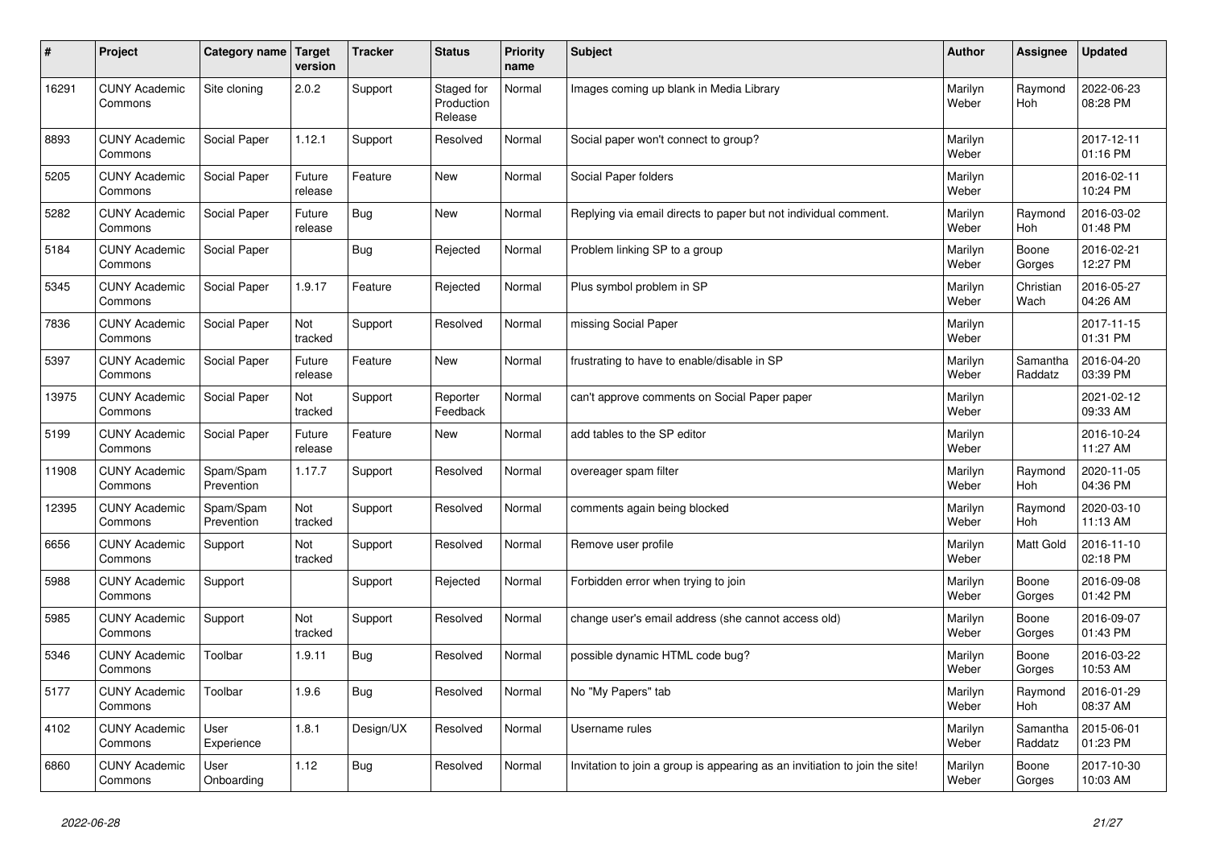| # | Project | Category name | Target version | Tracker | Status | Priority name | Subject | Author | Assignee | Updated |
|---|---|---|---|---|---|---|---|---|---|---|
| 16291 | CUNY Academic Commons | Site cloning | 2.0.2 | Support | Staged for Production Release | Normal | Images coming up blank in Media Library | Marilyn Weber | Raymond Hoh | 2022-06-23 08:28 PM |
| 8893 | CUNY Academic Commons | Social Paper | 1.12.1 | Support | Resolved | Normal | Social paper won't connect to group? | Marilyn Weber | | 2017-12-11 01:16 PM |
| 5205 | CUNY Academic Commons | Social Paper | Future release | Feature | New | Normal | Social Paper folders | Marilyn Weber | | 2016-02-11 10:24 PM |
| 5282 | CUNY Academic Commons | Social Paper | Future release | Bug | New | Normal | Replying via email directs to paper but not individual comment. | Marilyn Weber | Raymond Hoh | 2016-03-02 01:48 PM |
| 5184 | CUNY Academic Commons | Social Paper | | Bug | Rejected | Normal | Problem linking SP to a group | Marilyn Weber | Boone Gorges | 2016-02-21 12:27 PM |
| 5345 | CUNY Academic Commons | Social Paper | 1.9.17 | Feature | Rejected | Normal | Plus symbol problem in SP | Marilyn Weber | Christian Wach | 2016-05-27 04:26 AM |
| 7836 | CUNY Academic Commons | Social Paper | Not tracked | Support | Resolved | Normal | missing Social Paper | Marilyn Weber | | 2017-11-15 01:31 PM |
| 5397 | CUNY Academic Commons | Social Paper | Future release | Feature | New | Normal | frustrating to have to enable/disable in SP | Marilyn Weber | Samantha Raddatz | 2016-04-20 03:39 PM |
| 13975 | CUNY Academic Commons | Social Paper | Not tracked | Support | Reporter Feedback | Normal | can't approve comments on Social Paper paper | Marilyn Weber | | 2021-02-12 09:33 AM |
| 5199 | CUNY Academic Commons | Social Paper | Future release | Feature | New | Normal | add tables to the SP editor | Marilyn Weber | | 2016-10-24 11:27 AM |
| 11908 | CUNY Academic Commons | Spam/Spam Prevention | 1.17.7 | Support | Resolved | Normal | overeager spam filter | Marilyn Weber | Raymond Hoh | 2020-11-05 04:36 PM |
| 12395 | CUNY Academic Commons | Spam/Spam Prevention | Not tracked | Support | Resolved | Normal | comments again being blocked | Marilyn Weber | Raymond Hoh | 2020-03-10 11:13 AM |
| 6656 | CUNY Academic Commons | Support | Not tracked | Support | Resolved | Normal | Remove user profile | Marilyn Weber | Matt Gold | 2016-11-10 02:18 PM |
| 5988 | CUNY Academic Commons | Support | | Support | Rejected | Normal | Forbidden error when trying to join | Marilyn Weber | Boone Gorges | 2016-09-08 01:42 PM |
| 5985 | CUNY Academic Commons | Support | Not tracked | Support | Resolved | Normal | change user's email address (she cannot access old) | Marilyn Weber | Boone Gorges | 2016-09-07 01:43 PM |
| 5346 | CUNY Academic Commons | Toolbar | 1.9.11 | Bug | Resolved | Normal | possible dynamic HTML code bug? | Marilyn Weber | Boone Gorges | 2016-03-22 10:53 AM |
| 5177 | CUNY Academic Commons | Toolbar | 1.9.6 | Bug | Resolved | Normal | No "My Papers" tab | Marilyn Weber | Raymond Hoh | 2016-01-29 08:37 AM |
| 4102 | CUNY Academic Commons | User Experience | 1.8.1 | Design/UX | Resolved | Normal | Username rules | Marilyn Weber | Samantha Raddatz | 2015-06-01 01:23 PM |
| 6860 | CUNY Academic Commons | User Onboarding | 1.12 | Bug | Resolved | Normal | Invitation to join a group is appearing as an invitiation to join the site! | Marilyn Weber | Boone Gorges | 2017-10-30 10:03 AM |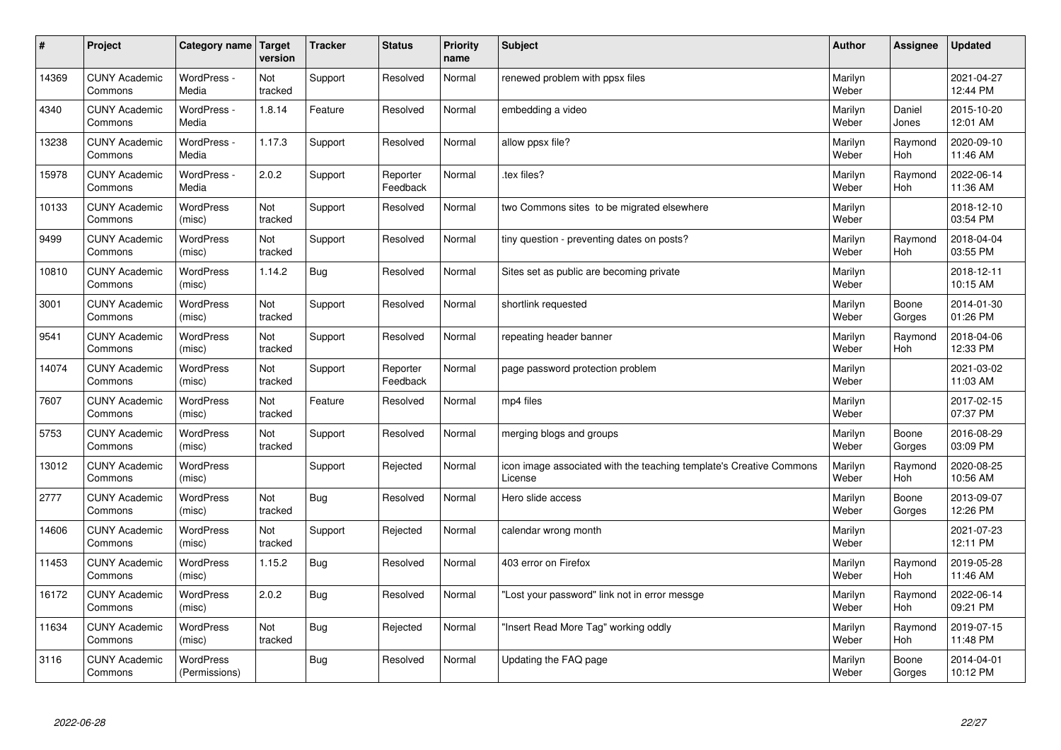| # | Project | Category name | Target version | Tracker | Status | Priority name | Subject | Author | Assignee | Updated |
|---|---|---|---|---|---|---|---|---|---|---|
| 14369 | CUNY Academic Commons | WordPress - Media | Not tracked | Support | Resolved | Normal | renewed problem with ppsx files | Marilyn Weber | | 2021-04-27 12:44 PM |
| 4340 | CUNY Academic Commons | WordPress - Media | 1.8.14 | Feature | Resolved | Normal | embedding a video | Marilyn Weber | Daniel Jones | 2015-10-20 12:01 AM |
| 13238 | CUNY Academic Commons | WordPress - Media | 1.17.3 | Support | Resolved | Normal | allow ppsx file? | Marilyn Weber | Raymond Hoh | 2020-09-10 11:46 AM |
| 15978 | CUNY Academic Commons | WordPress - Media | 2.0.2 | Support | Reporter Feedback | Normal | .tex files? | Marilyn Weber | Raymond Hoh | 2022-06-14 11:36 AM |
| 10133 | CUNY Academic Commons | WordPress (misc) | Not tracked | Support | Resolved | Normal | two Commons sites to be migrated elsewhere | Marilyn Weber | | 2018-12-10 03:54 PM |
| 9499 | CUNY Academic Commons | WordPress (misc) | Not tracked | Support | Resolved | Normal | tiny question - preventing dates on posts? | Marilyn Weber | Raymond Hoh | 2018-04-04 03:55 PM |
| 10810 | CUNY Academic Commons | WordPress (misc) | 1.14.2 | Bug | Resolved | Normal | Sites set as public are becoming private | Marilyn Weber | | 2018-12-11 10:15 AM |
| 3001 | CUNY Academic Commons | WordPress (misc) | Not tracked | Support | Resolved | Normal | shortlink requested | Marilyn Weber | Boone Gorges | 2014-01-30 01:26 PM |
| 9541 | CUNY Academic Commons | WordPress (misc) | Not tracked | Support | Resolved | Normal | repeating header banner | Marilyn Weber | Raymond Hoh | 2018-04-06 12:33 PM |
| 14074 | CUNY Academic Commons | WordPress (misc) | Not tracked | Support | Reporter Feedback | Normal | page password protection problem | Marilyn Weber | | 2021-03-02 11:03 AM |
| 7607 | CUNY Academic Commons | WordPress (misc) | Not tracked | Feature | Resolved | Normal | mp4 files | Marilyn Weber | | 2017-02-15 07:37 PM |
| 5753 | CUNY Academic Commons | WordPress (misc) | Not tracked | Support | Resolved | Normal | merging blogs and groups | Marilyn Weber | Boone Gorges | 2016-08-29 03:09 PM |
| 13012 | CUNY Academic Commons | WordPress (misc) | | Support | Rejected | Normal | icon image associated with the teaching template's Creative Commons License | Marilyn Weber | Raymond Hoh | 2020-08-25 10:56 AM |
| 2777 | CUNY Academic Commons | WordPress (misc) | Not tracked | Bug | Resolved | Normal | Hero slide access | Marilyn Weber | Boone Gorges | 2013-09-07 12:26 PM |
| 14606 | CUNY Academic Commons | WordPress (misc) | Not tracked | Support | Rejected | Normal | calendar wrong month | Marilyn Weber | | 2021-07-23 12:11 PM |
| 11453 | CUNY Academic Commons | WordPress (misc) | 1.15.2 | Bug | Resolved | Normal | 403 error on Firefox | Marilyn Weber | Raymond Hoh | 2019-05-28 11:46 AM |
| 16172 | CUNY Academic Commons | WordPress (misc) | 2.0.2 | Bug | Resolved | Normal | "Lost your password" link not in error messge | Marilyn Weber | Raymond Hoh | 2022-06-14 09:21 PM |
| 11634 | CUNY Academic Commons | WordPress (misc) | Not tracked | Bug | Rejected | Normal | "Insert Read More Tag" working oddly | Marilyn Weber | Raymond Hoh | 2019-07-15 11:48 PM |
| 3116 | CUNY Academic Commons | WordPress (Permissions) | | Bug | Resolved | Normal | Updating the FAQ page | Marilyn Weber | Boone Gorges | 2014-04-01 10:12 PM |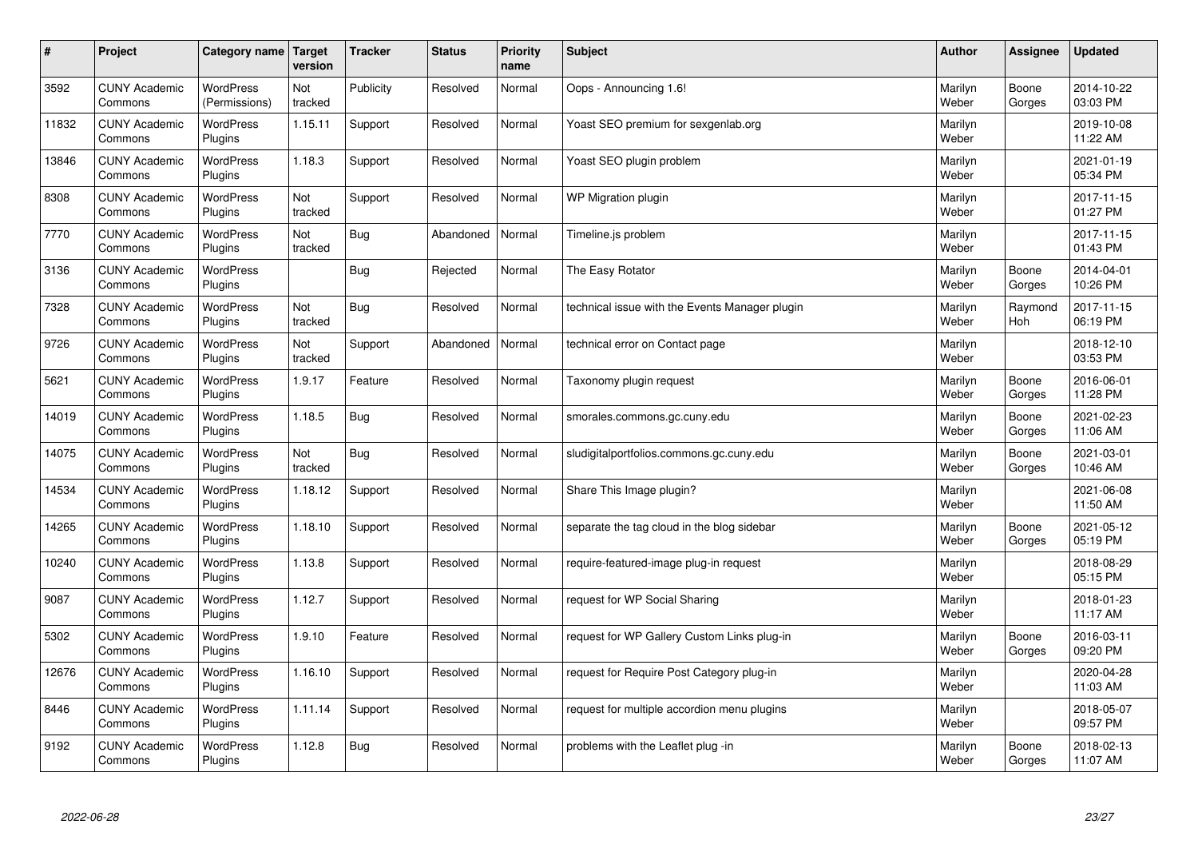| # | Project | Category name | Target version | Tracker | Status | Priority name | Subject | Author | Assignee | Updated |
|---|---|---|---|---|---|---|---|---|---|---|
| 3592 | CUNY Academic Commons | WordPress (Permissions) | Not tracked | Publicity | Resolved | Normal | Oops - Announcing 1.6! | Marilyn Weber | Boone Gorges | 2014-10-22 03:03 PM |
| 11832 | CUNY Academic Commons | WordPress Plugins | 1.15.11 | Support | Resolved | Normal | Yoast SEO premium for sexgenlab.org | Marilyn Weber | | 2019-10-08 11:22 AM |
| 13846 | CUNY Academic Commons | WordPress Plugins | 1.18.3 | Support | Resolved | Normal | Yoast SEO plugin problem | Marilyn Weber | | 2021-01-19 05:34 PM |
| 8308 | CUNY Academic Commons | WordPress Plugins | Not tracked | Support | Resolved | Normal | WP Migration plugin | Marilyn Weber | | 2017-11-15 01:27 PM |
| 7770 | CUNY Academic Commons | WordPress Plugins | Not tracked | Bug | Abandoned | Normal | Timeline.js problem | Marilyn Weber | | 2017-11-15 01:43 PM |
| 3136 | CUNY Academic Commons | WordPress Plugins | | Bug | Rejected | Normal | The Easy Rotator | Marilyn Weber | Boone Gorges | 2014-04-01 10:26 PM |
| 7328 | CUNY Academic Commons | WordPress Plugins | Not tracked | Bug | Resolved | Normal | technical issue with the Events Manager plugin | Marilyn Weber | Raymond Hoh | 2017-11-15 06:19 PM |
| 9726 | CUNY Academic Commons | WordPress Plugins | Not tracked | Support | Abandoned | Normal | technical error on Contact page | Marilyn Weber | | 2018-12-10 03:53 PM |
| 5621 | CUNY Academic Commons | WordPress Plugins | 1.9.17 | Feature | Resolved | Normal | Taxonomy plugin request | Marilyn Weber | Boone Gorges | 2016-06-01 11:28 PM |
| 14019 | CUNY Academic Commons | WordPress Plugins | 1.18.5 | Bug | Resolved | Normal | smorales.commons.gc.cuny.edu | Marilyn Weber | Boone Gorges | 2021-02-23 11:06 AM |
| 14075 | CUNY Academic Commons | WordPress Plugins | Not tracked | Bug | Resolved | Normal | sludigitalportfolios.commons.gc.cuny.edu | Marilyn Weber | Boone Gorges | 2021-03-01 10:46 AM |
| 14534 | CUNY Academic Commons | WordPress Plugins | 1.18.12 | Support | Resolved | Normal | Share This Image plugin? | Marilyn Weber | | 2021-06-08 11:50 AM |
| 14265 | CUNY Academic Commons | WordPress Plugins | 1.18.10 | Support | Resolved | Normal | separate the tag cloud in the blog sidebar | Marilyn Weber | Boone Gorges | 2021-05-12 05:19 PM |
| 10240 | CUNY Academic Commons | WordPress Plugins | 1.13.8 | Support | Resolved | Normal | require-featured-image plug-in request | Marilyn Weber | | 2018-08-29 05:15 PM |
| 9087 | CUNY Academic Commons | WordPress Plugins | 1.12.7 | Support | Resolved | Normal | request for WP Social Sharing | Marilyn Weber | | 2018-01-23 11:17 AM |
| 5302 | CUNY Academic Commons | WordPress Plugins | 1.9.10 | Feature | Resolved | Normal | request for WP Gallery Custom Links plug-in | Marilyn Weber | Boone Gorges | 2016-03-11 09:20 PM |
| 12676 | CUNY Academic Commons | WordPress Plugins | 1.16.10 | Support | Resolved | Normal | request for Require Post Category plug-in | Marilyn Weber | | 2020-04-28 11:03 AM |
| 8446 | CUNY Academic Commons | WordPress Plugins | 1.11.14 | Support | Resolved | Normal | request for multiple accordion menu plugins | Marilyn Weber | | 2018-05-07 09:57 PM |
| 9192 | CUNY Academic Commons | WordPress Plugins | 1.12.8 | Bug | Resolved | Normal | problems with the Leaflet plug -in | Marilyn Weber | Boone Gorges | 2018-02-13 11:07 AM |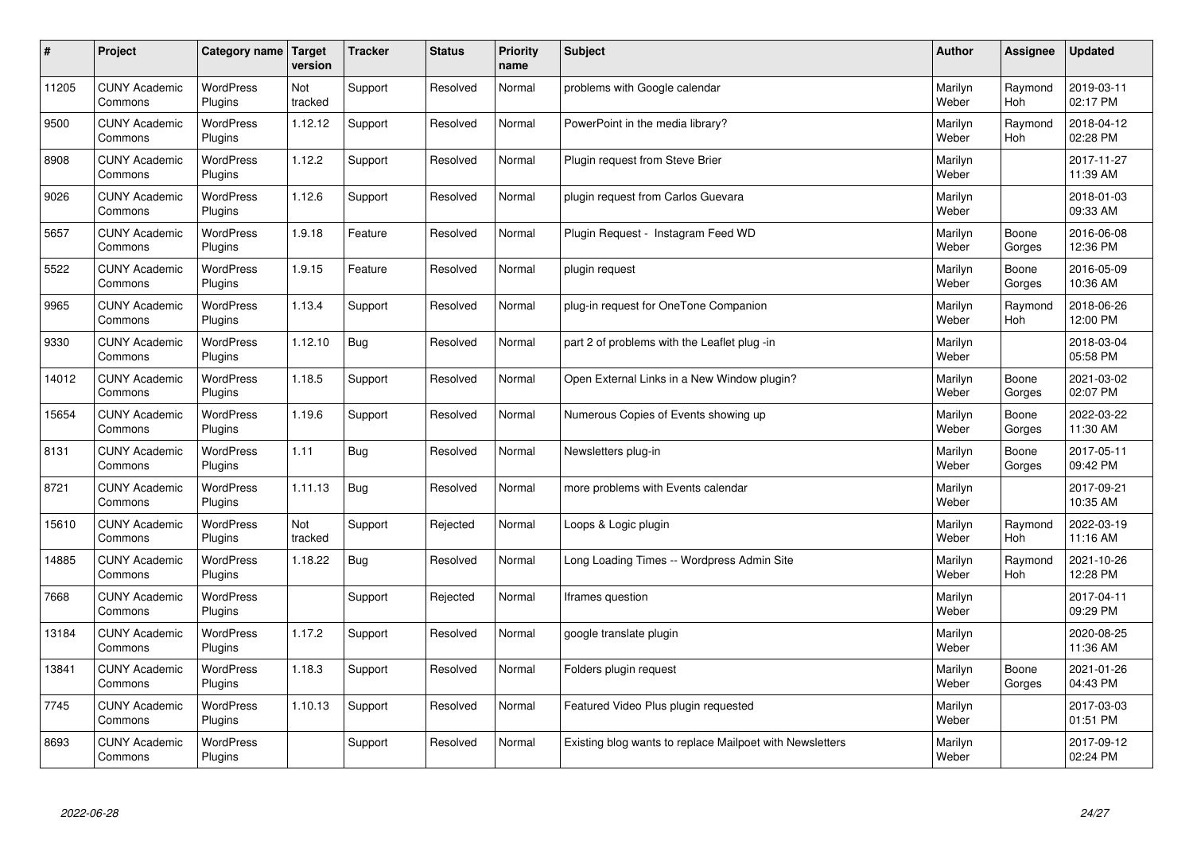| # | Project | Category name | Target version | Tracker | Status | Priority name | Subject | Author | Assignee | Updated |
|---|---|---|---|---|---|---|---|---|---|---|
| 11205 | CUNY Academic Commons | WordPress Plugins | Not tracked | Support | Resolved | Normal | problems with Google calendar | Marilyn Weber | Raymond Hoh | 2019-03-11 02:17 PM |
| 9500 | CUNY Academic Commons | WordPress Plugins | 1.12.12 | Support | Resolved | Normal | PowerPoint in the media library? | Marilyn Weber | Raymond Hoh | 2018-04-12 02:28 PM |
| 8908 | CUNY Academic Commons | WordPress Plugins | 1.12.2 | Support | Resolved | Normal | Plugin request from Steve Brier | Marilyn Weber | | 2017-11-27 11:39 AM |
| 9026 | CUNY Academic Commons | WordPress Plugins | 1.12.6 | Support | Resolved | Normal | plugin request from Carlos Guevara | Marilyn Weber | | 2018-01-03 09:33 AM |
| 5657 | CUNY Academic Commons | WordPress Plugins | 1.9.18 | Feature | Resolved | Normal | Plugin Request - Instagram Feed WD | Marilyn Weber | Boone Gorges | 2016-06-08 12:36 PM |
| 5522 | CUNY Academic Commons | WordPress Plugins | 1.9.15 | Feature | Resolved | Normal | plugin request | Marilyn Weber | Boone Gorges | 2016-05-09 10:36 AM |
| 9965 | CUNY Academic Commons | WordPress Plugins | 1.13.4 | Support | Resolved | Normal | plug-in request for OneTone Companion | Marilyn Weber | Raymond Hoh | 2018-06-26 12:00 PM |
| 9330 | CUNY Academic Commons | WordPress Plugins | 1.12.10 | Bug | Resolved | Normal | part 2 of problems with the Leaflet plug -in | Marilyn Weber | | 2018-03-04 05:58 PM |
| 14012 | CUNY Academic Commons | WordPress Plugins | 1.18.5 | Support | Resolved | Normal | Open External Links in a New Window plugin? | Marilyn Weber | Boone Gorges | 2021-03-02 02:07 PM |
| 15654 | CUNY Academic Commons | WordPress Plugins | 1.19.6 | Support | Resolved | Normal | Numerous Copies of Events showing up | Marilyn Weber | Boone Gorges | 2022-03-22 11:30 AM |
| 8131 | CUNY Academic Commons | WordPress Plugins | 1.11 | Bug | Resolved | Normal | Newsletters plug-in | Marilyn Weber | Boone Gorges | 2017-05-11 09:42 PM |
| 8721 | CUNY Academic Commons | WordPress Plugins | 1.11.13 | Bug | Resolved | Normal | more problems with Events calendar | Marilyn Weber | | 2017-09-21 10:35 AM |
| 15610 | CUNY Academic Commons | WordPress Plugins | Not tracked | Support | Rejected | Normal | Loops & Logic plugin | Marilyn Weber | Raymond Hoh | 2022-03-19 11:16 AM |
| 14885 | CUNY Academic Commons | WordPress Plugins | 1.18.22 | Bug | Resolved | Normal | Long Loading Times -- Wordpress Admin Site | Marilyn Weber | Raymond Hoh | 2021-10-26 12:28 PM |
| 7668 | CUNY Academic Commons | WordPress Plugins | | Support | Rejected | Normal | Iframes question | Marilyn Weber | | 2017-04-11 09:29 PM |
| 13184 | CUNY Academic Commons | WordPress Plugins | 1.17.2 | Support | Resolved | Normal | google translate plugin | Marilyn Weber | | 2020-08-25 11:36 AM |
| 13841 | CUNY Academic Commons | WordPress Plugins | 1.18.3 | Support | Resolved | Normal | Folders plugin request | Marilyn Weber | Boone Gorges | 2021-01-26 04:43 PM |
| 7745 | CUNY Academic Commons | WordPress Plugins | 1.10.13 | Support | Resolved | Normal | Featured Video Plus plugin requested | Marilyn Weber | | 2017-03-03 01:51 PM |
| 8693 | CUNY Academic Commons | WordPress Plugins | | Support | Resolved | Normal | Existing blog wants to replace Mailpoet with Newsletters | Marilyn Weber | | 2017-09-12 02:24 PM |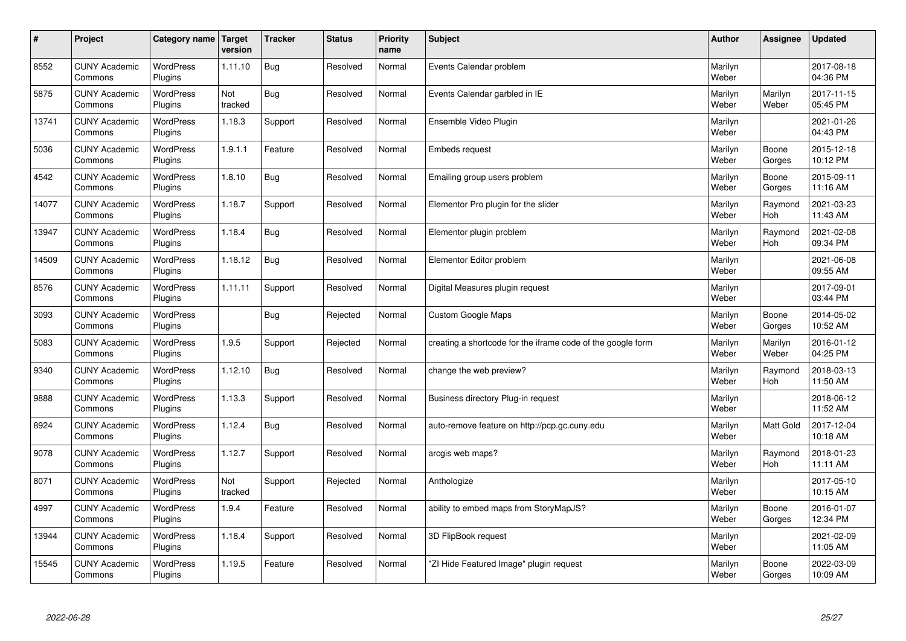| # | Project | Category name | Target version | Tracker | Status | Priority name | Subject | Author | Assignee | Updated |
|---|---|---|---|---|---|---|---|---|---|---|
| 8552 | CUNY Academic Commons | WordPress Plugins | 1.11.10 | Bug | Resolved | Normal | Events Calendar problem | Marilyn Weber | | 2017-08-18 04:36 PM |
| 5875 | CUNY Academic Commons | WordPress Plugins | Not tracked | Bug | Resolved | Normal | Events Calendar garbled in IE | Marilyn Weber | Marilyn Weber | 2017-11-15 05:45 PM |
| 13741 | CUNY Academic Commons | WordPress Plugins | 1.18.3 | Support | Resolved | Normal | Ensemble Video Plugin | Marilyn Weber | | 2021-01-26 04:43 PM |
| 5036 | CUNY Academic Commons | WordPress Plugins | 1.9.1.1 | Feature | Resolved | Normal | Embeds request | Marilyn Weber | Boone Gorges | 2015-12-18 10:12 PM |
| 4542 | CUNY Academic Commons | WordPress Plugins | 1.8.10 | Bug | Resolved | Normal | Emailing group users problem | Marilyn Weber | Boone Gorges | 2015-09-11 11:16 AM |
| 14077 | CUNY Academic Commons | WordPress Plugins | 1.18.7 | Support | Resolved | Normal | Elementor Pro plugin for the slider | Marilyn Weber | Raymond Hoh | 2021-03-23 11:43 AM |
| 13947 | CUNY Academic Commons | WordPress Plugins | 1.18.4 | Bug | Resolved | Normal | Elementor plugin problem | Marilyn Weber | Raymond Hoh | 2021-02-08 09:34 PM |
| 14509 | CUNY Academic Commons | WordPress Plugins | 1.18.12 | Bug | Resolved | Normal | Elementor Editor problem | Marilyn Weber | | 2021-06-08 09:55 AM |
| 8576 | CUNY Academic Commons | WordPress Plugins | 1.11.11 | Support | Resolved | Normal | Digital Measures plugin request | Marilyn Weber | | 2017-09-01 03:44 PM |
| 3093 | CUNY Academic Commons | WordPress Plugins | | Bug | Rejected | Normal | Custom Google Maps | Marilyn Weber | Boone Gorges | 2014-05-02 10:52 AM |
| 5083 | CUNY Academic Commons | WordPress Plugins | 1.9.5 | Support | Rejected | Normal | creating a shortcode for the iframe code of the google form | Marilyn Weber | Marilyn Weber | 2016-01-12 04:25 PM |
| 9340 | CUNY Academic Commons | WordPress Plugins | 1.12.10 | Bug | Resolved | Normal | change the web preview? | Marilyn Weber | Raymond Hoh | 2018-03-13 11:50 AM |
| 9888 | CUNY Academic Commons | WordPress Plugins | 1.13.3 | Support | Resolved | Normal | Business directory Plug-in request | Marilyn Weber | | 2018-06-12 11:52 AM |
| 8924 | CUNY Academic Commons | WordPress Plugins | 1.12.4 | Bug | Resolved | Normal | auto-remove feature on http://pcp.gc.cuny.edu | Marilyn Weber | Matt Gold | 2017-12-04 10:18 AM |
| 9078 | CUNY Academic Commons | WordPress Plugins | 1.12.7 | Support | Resolved | Normal | arcgis web maps? | Marilyn Weber | Raymond Hoh | 2018-01-23 11:11 AM |
| 8071 | CUNY Academic Commons | WordPress Plugins | Not tracked | Support | Rejected | Normal | Anthologize | Marilyn Weber | | 2017-05-10 10:15 AM |
| 4997 | CUNY Academic Commons | WordPress Plugins | 1.9.4 | Feature | Resolved | Normal | ability to embed maps from StoryMapJS? | Marilyn Weber | Boone Gorges | 2016-01-07 12:34 PM |
| 13944 | CUNY Academic Commons | WordPress Plugins | 1.18.4 | Support | Resolved | Normal | 3D FlipBook request | Marilyn Weber | | 2021-02-09 11:05 AM |
| 15545 | CUNY Academic Commons | WordPress Plugins | 1.19.5 | Feature | Resolved | Normal | "ZI Hide Featured Image" plugin request | Marilyn Weber | Boone Gorges | 2022-03-09 10:09 AM |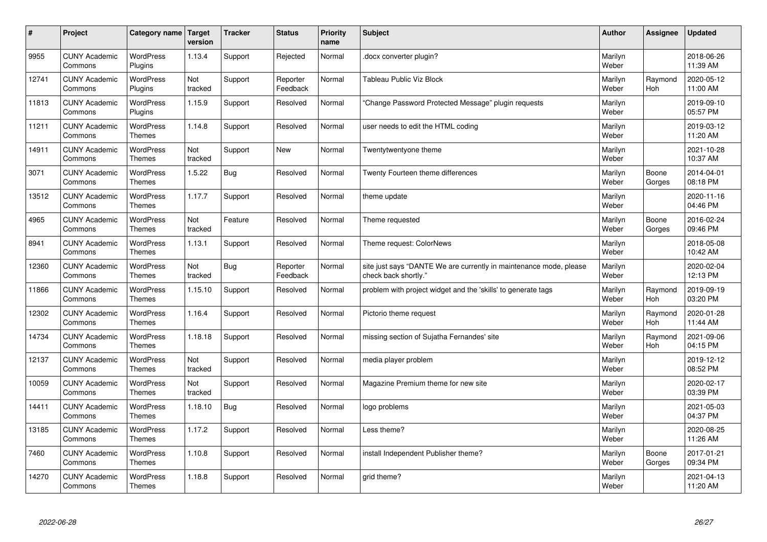| # | Project | Category name | Target version | Tracker | Status | Priority name | Subject | Author | Assignee | Updated |
|---|---|---|---|---|---|---|---|---|---|---|
| 9955 | CUNY Academic Commons | WordPress Plugins | 1.13.4 | Support | Rejected | Normal | .docx converter plugin? | Marilyn Weber | | 2018-06-26 11:39 AM |
| 12741 | CUNY Academic Commons | WordPress Plugins | Not tracked | Support | Reporter Feedback | Normal | Tableau Public Viz Block | Marilyn Weber | Raymond Hoh | 2020-05-12 11:00 AM |
| 11813 | CUNY Academic Commons | WordPress Plugins | 1.15.9 | Support | Resolved | Normal | "Change Password Protected Message" plugin requests | Marilyn Weber | | 2019-09-10 05:57 PM |
| 11211 | CUNY Academic Commons | WordPress Themes | 1.14.8 | Support | Resolved | Normal | user needs to edit the HTML coding | Marilyn Weber | | 2019-03-12 11:20 AM |
| 14911 | CUNY Academic Commons | WordPress Themes | Not tracked | Support | New | Normal | Twentytwentyone theme | Marilyn Weber | | 2021-10-28 10:37 AM |
| 3071 | CUNY Academic Commons | WordPress Themes | 1.5.22 | Bug | Resolved | Normal | Twenty Fourteen theme differences | Marilyn Weber | Boone Gorges | 2014-04-01 08:18 PM |
| 13512 | CUNY Academic Commons | WordPress Themes | 1.17.7 | Support | Resolved | Normal | theme update | Marilyn Weber | | 2020-11-16 04:46 PM |
| 4965 | CUNY Academic Commons | WordPress Themes | Not tracked | Feature | Resolved | Normal | Theme requested | Marilyn Weber | Boone Gorges | 2016-02-24 09:46 PM |
| 8941 | CUNY Academic Commons | WordPress Themes | 1.13.1 | Support | Resolved | Normal | Theme request: ColorNews | Marilyn Weber | | 2018-05-08 10:42 AM |
| 12360 | CUNY Academic Commons | WordPress Themes | Not tracked | Bug | Reporter Feedback | Normal | site just says "DANTE We are currently in maintenance mode, please check back shortly." | Marilyn Weber | | 2020-02-04 12:13 PM |
| 11866 | CUNY Academic Commons | WordPress Themes | 1.15.10 | Support | Resolved | Normal | problem with project widget and the 'skills' to generate tags | Marilyn Weber | Raymond Hoh | 2019-09-19 03:20 PM |
| 12302 | CUNY Academic Commons | WordPress Themes | 1.16.4 | Support | Resolved | Normal | Pictorio theme request | Marilyn Weber | Raymond Hoh | 2020-01-28 11:44 AM |
| 14734 | CUNY Academic Commons | WordPress Themes | 1.18.18 | Support | Resolved | Normal | missing section of Sujatha Fernandes' site | Marilyn Weber | Raymond Hoh | 2021-09-06 04:15 PM |
| 12137 | CUNY Academic Commons | WordPress Themes | Not tracked | Support | Resolved | Normal | media player problem | Marilyn Weber | | 2019-12-12 08:52 PM |
| 10059 | CUNY Academic Commons | WordPress Themes | Not tracked | Support | Resolved | Normal | Magazine Premium theme for new site | Marilyn Weber | | 2020-02-17 03:39 PM |
| 14411 | CUNY Academic Commons | WordPress Themes | 1.18.10 | Bug | Resolved | Normal | logo problems | Marilyn Weber | | 2021-05-03 04:37 PM |
| 13185 | CUNY Academic Commons | WordPress Themes | 1.17.2 | Support | Resolved | Normal | Less theme? | Marilyn Weber | | 2020-08-25 11:26 AM |
| 7460 | CUNY Academic Commons | WordPress Themes | 1.10.8 | Support | Resolved | Normal | install Independent Publisher theme? | Marilyn Weber | Boone Gorges | 2017-01-21 09:34 PM |
| 14270 | CUNY Academic Commons | WordPress Themes | 1.18.8 | Support | Resolved | Normal | grid theme? | Marilyn Weber | | 2021-04-13 11:20 AM |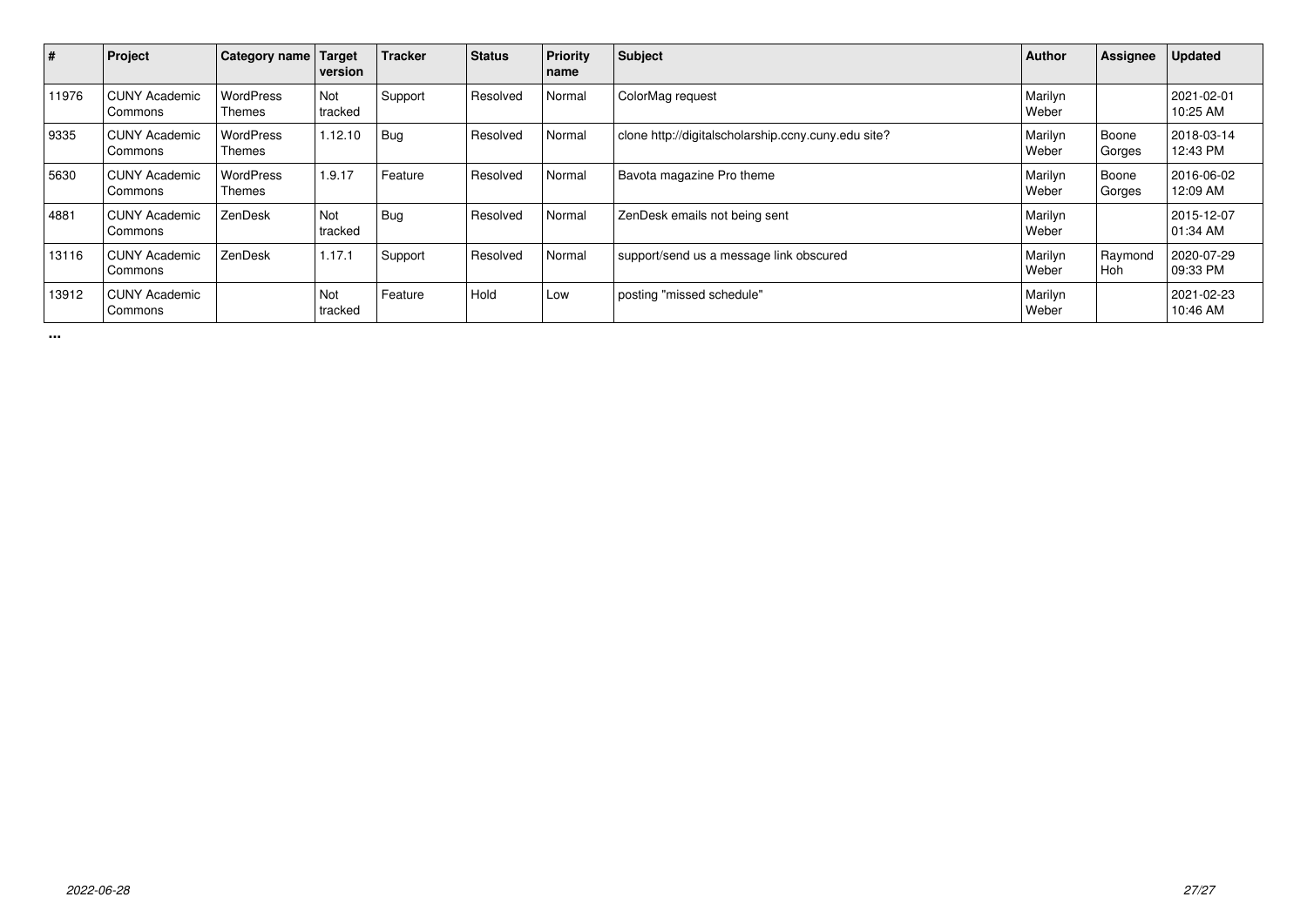| # | Project | Category name | Target version | Tracker | Status | Priority name | Subject | Author | Assignee | Updated |
|---|---|---|---|---|---|---|---|---|---|---|
| 11976 | CUNY Academic Commons | WordPress Themes | Not tracked | Support | Resolved | Normal | ColorMag request | Marilyn Weber | | 2021-02-01 10:25 AM |
| 9335 | CUNY Academic Commons | WordPress Themes | 1.12.10 | Bug | Resolved | Normal | clone http://digitalscholarship.ccny.cuny.edu site? | Marilyn Weber | Boone Gorges | 2018-03-14 12:43 PM |
| 5630 | CUNY Academic Commons | WordPress Themes | 1.9.17 | Feature | Resolved | Normal | Bavota magazine Pro theme | Marilyn Weber | Boone Gorges | 2016-06-02 12:09 AM |
| 4881 | CUNY Academic Commons | ZenDesk | Not tracked | Bug | Resolved | Normal | ZenDesk emails not being sent | Marilyn Weber | | 2015-12-07 01:34 AM |
| 13116 | CUNY Academic Commons | ZenDesk | 1.17.1 | Support | Resolved | Normal | support/send us a message link obscured | Marilyn Weber | Raymond Hoh | 2020-07-29 09:33 PM |
| 13912 | CUNY Academic Commons | | Not tracked | Feature | Hold | Low | posting "missed schedule" | Marilyn Weber | | 2021-02-23 10:46 AM |

...